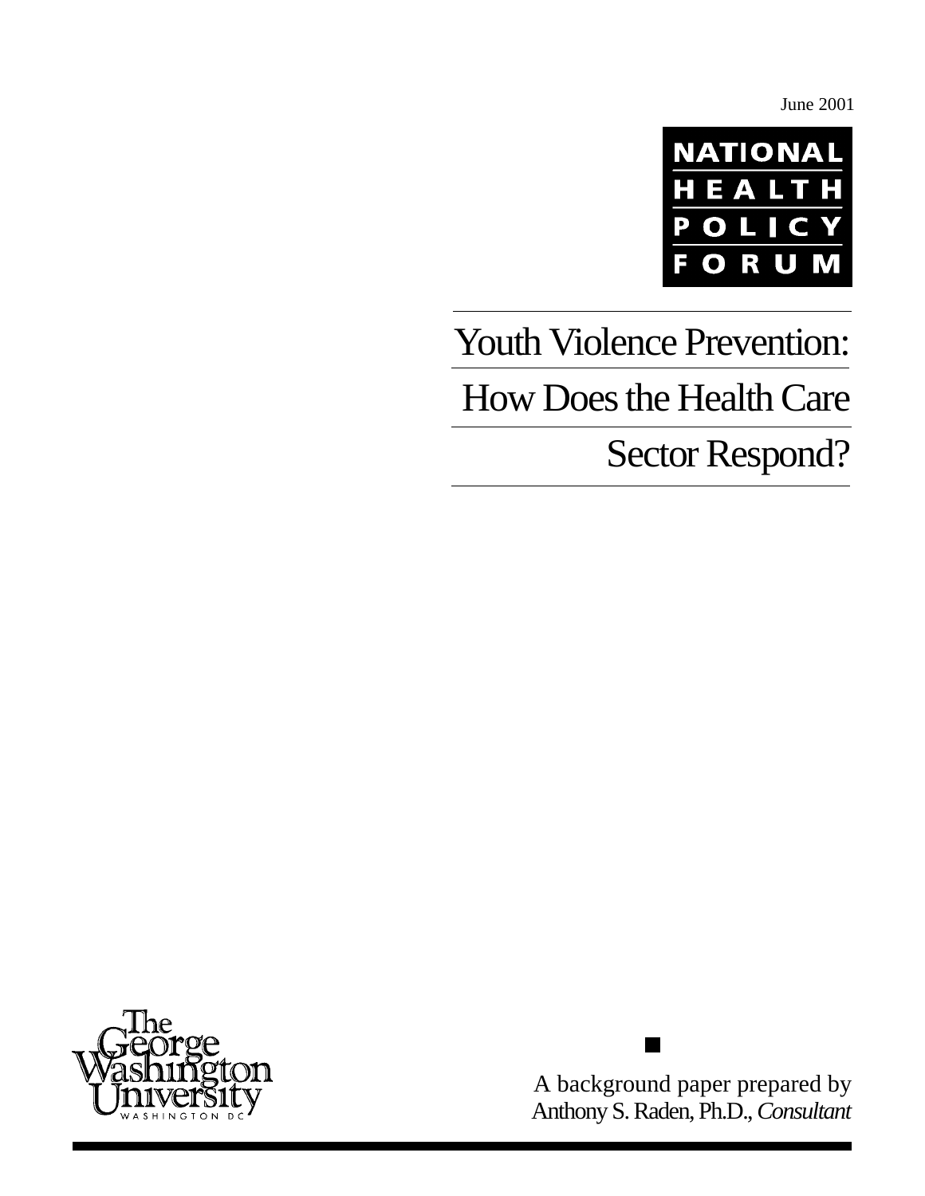June 2001

NATIONAL HEALTH POLICY FORUM

# Youth Violence Prevention: How Does the Health Care Sector Respond?

The George Washington University
WASHINGTON DC

A background paper prepared by
Anthony S. Raden, Ph.D., *Consultant*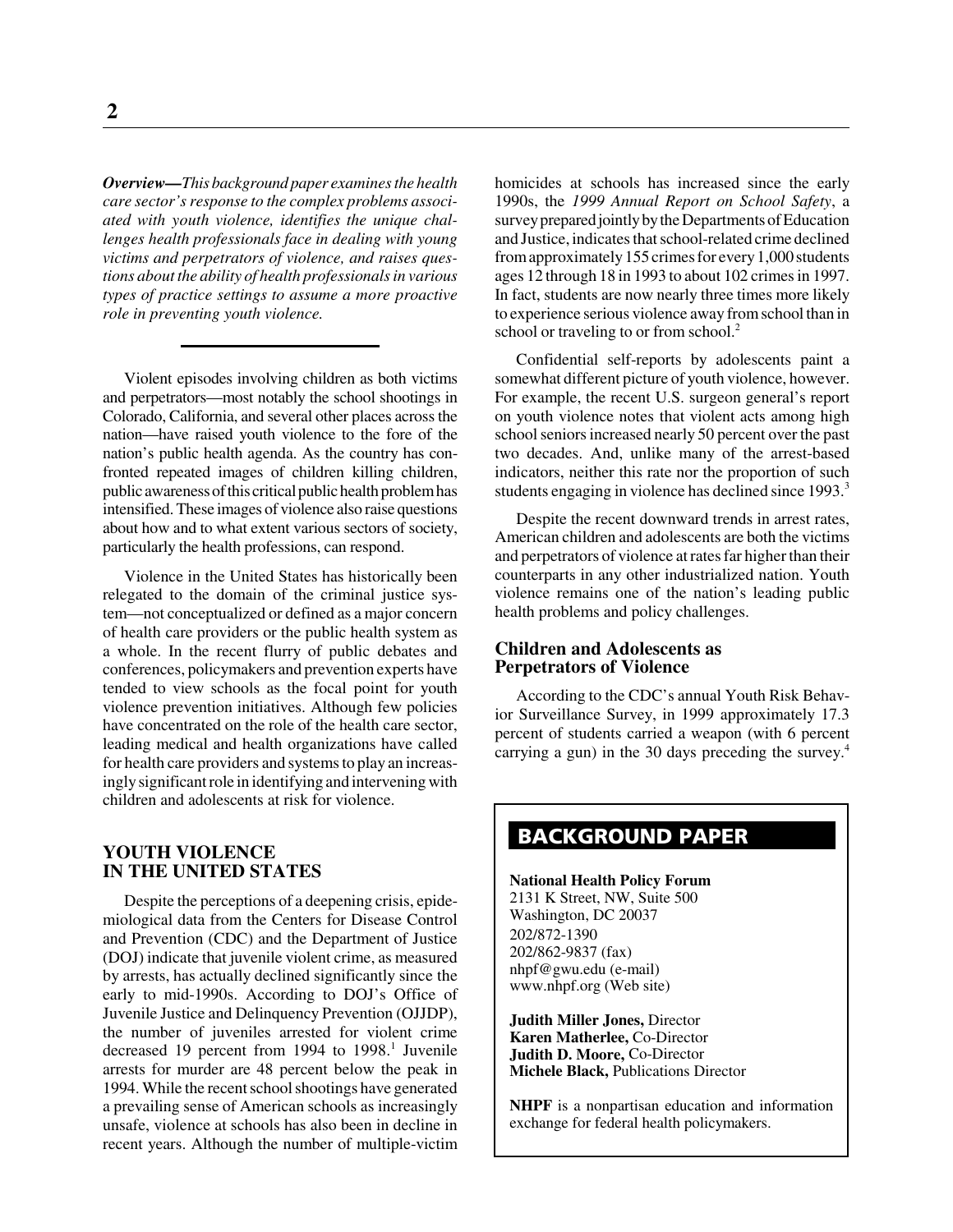***Overview—****This background paper examines the health care sector's response to the complex problems associated with youth violence, identifies the unique challenges health professionals face in dealing with young victims and perpetrators of violence, and raises questions about the ability of health professionals in various types of practice settings to assume a more proactive role in preventing youth violence.*

Violent episodes involving children as both victims and perpetrators—most notably the school shootings in Colorado, California, and several other places across the nation—have raised youth violence to the fore of the nation's public health agenda. As the country has confronted repeated images of children killing children, public awareness of this critical public health problem has intensified. These images of violence also raise questions about how and to what extent various sectors of society, particularly the health professions, can respond.

Violence in the United States has historically been relegated to the domain of the criminal justice system—not conceptualized or defined as a major concern of health care providers or the public health system as a whole. In the recent flurry of public debates and conferences, policymakers and prevention experts have tended to view schools as the focal point for youth violence prevention initiatives. Although few policies have concentrated on the role of the health care sector, leading medical and health organizations have called for health care providers and systems to play an increasingly significant role in identifying and intervening with children and adolescents at risk for violence.

## YOUTH VIOLENCE IN THE UNITED STATES

Despite the perceptions of a deepening crisis, epidemiological data from the Centers for Disease Control and Prevention (CDC) and the Department of Justice (DOJ) indicate that juvenile violent crime, as measured by arrests, has actually declined significantly since the early to mid-1990s. According to DOJ's Office of Juvenile Justice and Delinquency Prevention (OJJDP), the number of juveniles arrested for violent crime decreased 19 percent from 1994 to 1998.[1] Juvenile arrests for murder are 48 percent below the peak in 1994. While the recent school shootings have generated a prevailing sense of American schools as increasingly unsafe, violence at schools has also been in decline in recent years. Although the number of multiple-victim homicides at schools has increased since the early 1990s, the *1999 Annual Report on School Safety*, a survey prepared jointly by the Departments of Education and Justice, indicates that school-related crime declined from approximately 155 crimes for every 1,000 students ages 12 through 18 in 1993 to about 102 crimes in 1997. In fact, students are now nearly three times more likely to experience serious violence away from school than in school or traveling to or from school.[2]

Confidential self-reports by adolescents paint a somewhat different picture of youth violence, however. For example, the recent U.S. surgeon general's report on youth violence notes that violent acts among high school seniors increased nearly 50 percent over the past two decades. And, unlike many of the arrest-based indicators, neither this rate nor the proportion of such students engaging in violence has declined since 1993.[3]

Despite the recent downward trends in arrest rates, American children and adolescents are both the victims and perpetrators of violence at rates far higher than their counterparts in any other industrialized nation. Youth violence remains one of the nation's leading public health problems and policy challenges.

### Children and Adolescents as Perpetrators of Violence

According to the CDC's annual Youth Risk Behavior Surveillance Survey, in 1999 approximately 17.3 percent of students carried a weapon (with 6 percent carrying a gun) in the 30 days preceding the survey.[4]

**BACKGROUND PAPER**

**National Health Policy Forum**
2131 K Street, NW, Suite 500
Washington, DC 20037
202/872-1390
202/862-9837 (fax)
nhpf@gwu.edu (e-mail)
www.nhpf.org (Web site)

**Judith Miller Jones,** Director
**Karen Matherlee,** Co-Director
**Judith D. Moore,** Co-Director
**Michele Black,** Publications Director

**NHPF** is a nonpartisan education and information exchange for federal health policymakers.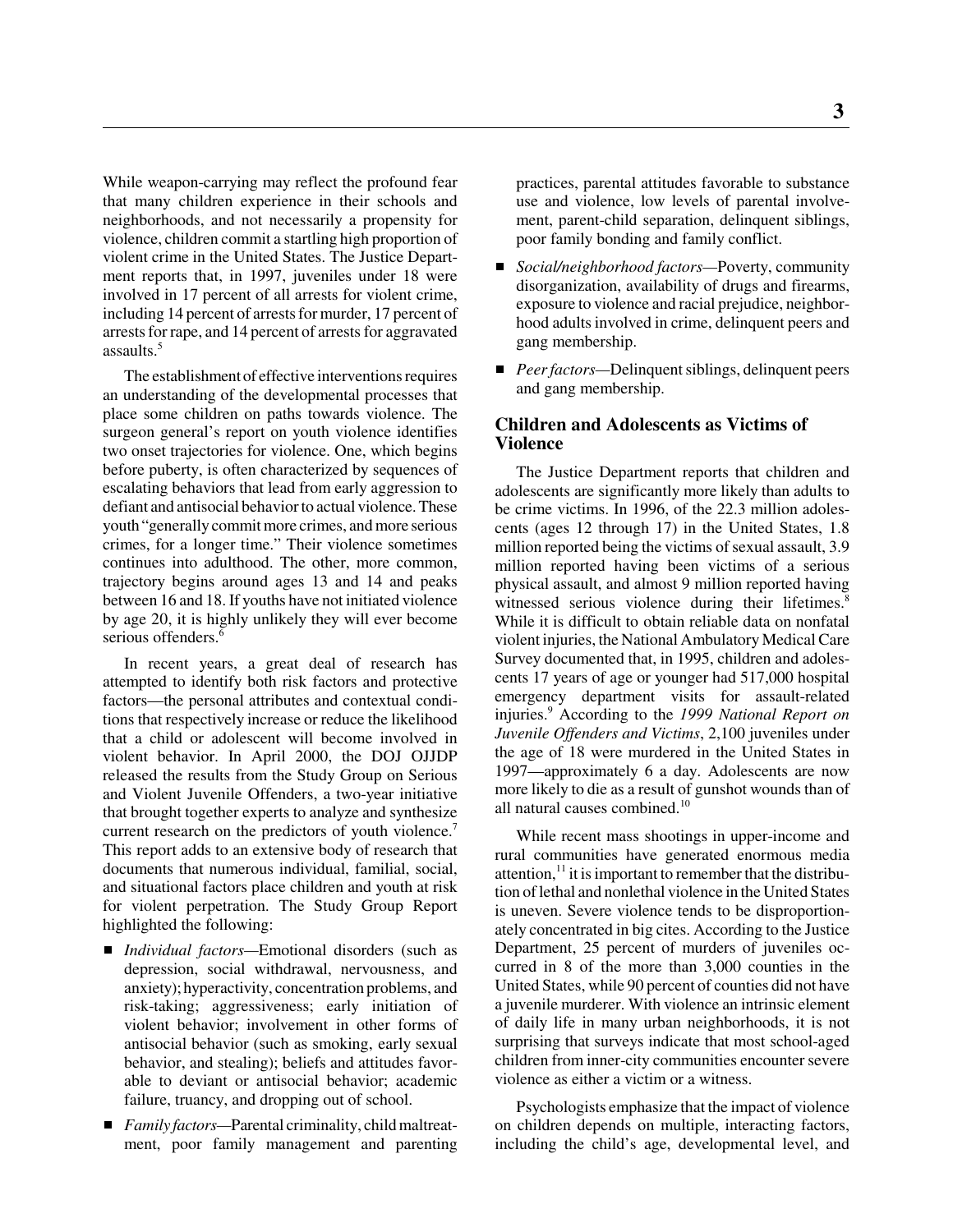While weapon-carrying may reflect the profound fear that many children experience in their schools and neighborhoods, and not necessarily a propensity for violence, children commit a startling high proportion of violent crime in the United States. The Justice Department reports that, in 1997, juveniles under 18 were involved in 17 percent of all arrests for violent crime, including 14 percent of arrests for murder, 17 percent of arrests for rape, and 14 percent of arrests for aggravated assaults.[5]

The establishment of effective interventions requires an understanding of the developmental processes that place some children on paths towards violence. The surgeon general's report on youth violence identifies two onset trajectories for violence. One, which begins before puberty, is often characterized by sequences of escalating behaviors that lead from early aggression to defiant and antisocial behavior to actual violence. These youth "generally commit more crimes, and more serious crimes, for a longer time." Their violence sometimes continues into adulthood. The other, more common, trajectory begins around ages 13 and 14 and peaks between 16 and 18. If youths have not initiated violence by age 20, it is highly unlikely they will ever become serious offenders.[6]

In recent years, a great deal of research has attempted to identify both risk factors and protective factors—the personal attributes and contextual conditions that respectively increase or reduce the likelihood that a child or adolescent will become involved in violent behavior. In April 2000, the DOJ OJJDP released the results from the Study Group on Serious and Violent Juvenile Offenders, a two-year initiative that brought together experts to analyze and synthesize current research on the predictors of youth violence.[7] This report adds to an extensive body of research that documents that numerous individual, familial, social, and situational factors place children and youth at risk for violent perpetration. The Study Group Report highlighted the following:

- *Individual factors*—Emotional disorders (such as depression, social withdrawal, nervousness, and anxiety); hyperactivity, concentration problems, and risk-taking; aggressiveness; early initiation of violent behavior; involvement in other forms of antisocial behavior (such as smoking, early sexual behavior, and stealing); beliefs and attitudes favorable to deviant or antisocial behavior; academic failure, truancy, and dropping out of school.
- *Family factors*—Parental criminality, child maltreatment, poor family management and parenting practices, parental attitudes favorable to substance use and violence, low levels of parental involvement, parent-child separation, delinquent siblings, poor family bonding and family conflict.
- *Social/neighborhood factors*—Poverty, community disorganization, availability of drugs and firearms, exposure to violence and racial prejudice, neighborhood adults involved in crime, delinquent peers and gang membership.
- *Peer factors*—Delinquent siblings, delinquent peers and gang membership.

## Children and Adolescents as Victims of Violence

The Justice Department reports that children and adolescents are significantly more likely than adults to be crime victims. In 1996, of the 22.3 million adolescents (ages 12 through 17) in the United States, 1.8 million reported being the victims of sexual assault, 3.9 million reported having been victims of a serious physical assault, and almost 9 million reported having witnessed serious violence during their lifetimes.[8] While it is difficult to obtain reliable data on nonfatal violent injuries, the National Ambulatory Medical Care Survey documented that, in 1995, children and adolescents 17 years of age or younger had 517,000 hospital emergency department visits for assault-related injuries.[9] According to the *1999 National Report on Juvenile Offenders and Victims*, 2,100 juveniles under the age of 18 were murdered in the United States in 1997—approximately 6 a day. Adolescents are now more likely to die as a result of gunshot wounds than of all natural causes combined.[10]

While recent mass shootings in upper-income and rural communities have generated enormous media attention,[11] it is important to remember that the distribution of lethal and nonlethal violence in the United States is uneven. Severe violence tends to be disproportionately concentrated in big cites. According to the Justice Department, 25 percent of murders of juveniles occurred in 8 of the more than 3,000 counties in the United States, while 90 percent of counties did not have a juvenile murderer. With violence an intrinsic element of daily life in many urban neighborhoods, it is not surprising that surveys indicate that most school-aged children from inner-city communities encounter severe violence as either a victim or a witness.

Psychologists emphasize that the impact of violence on children depends on multiple, interacting factors, including the child's age, developmental level, and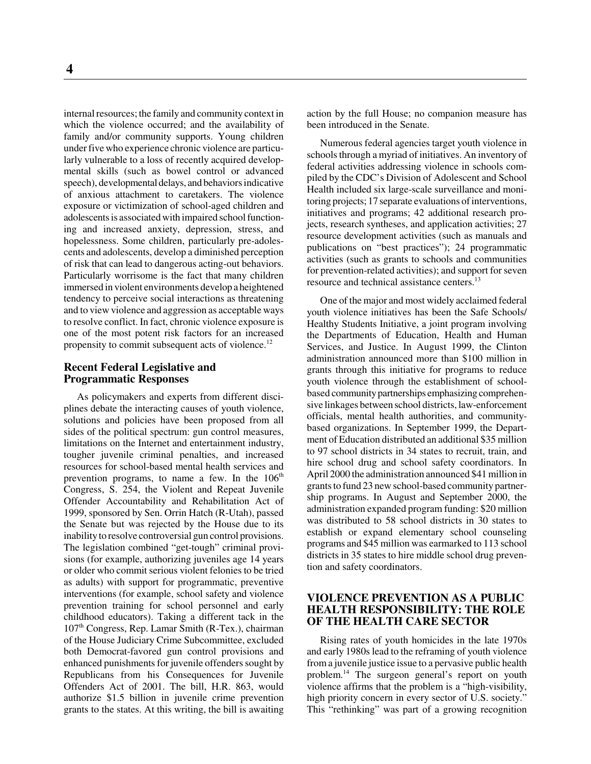internal resources; the family and community context in which the violence occurred; and the availability of family and/or community supports. Young children under five who experience chronic violence are particularly vulnerable to a loss of recently acquired developmental skills (such as bowel control or advanced speech), developmental delays, and behaviors indicative of anxious attachment to caretakers. The violence exposure or victimization of school-aged children and adolescents is associated with impaired school functioning and increased anxiety, depression, stress, and hopelessness. Some children, particularly pre-adolescents and adolescents, develop a diminished perception of risk that can lead to dangerous acting-out behaviors. Particularly worrisome is the fact that many children immersed in violent environments develop a heightened tendency to perceive social interactions as threatening and to view violence and aggression as acceptable ways to resolve conflict. In fact, chronic violence exposure is one of the most potent risk factors for an increased propensity to commit subsequent acts of violence.[12]

### Recent Federal Legislative and Programmatic Responses

As policymakers and experts from different disciplines debate the interacting causes of youth violence, solutions and policies have been proposed from all sides of the political spectrum: gun control measures, limitations on the Internet and entertainment industry, tougher juvenile criminal penalties, and increased resources for school-based mental health services and prevention programs, to name a few. In the 106th Congress, S. 254, the Violent and Repeat Juvenile Offender Accountability and Rehabilitation Act of 1999, sponsored by Sen. Orrin Hatch (R-Utah), passed the Senate but was rejected by the House due to its inability to resolve controversial gun control provisions. The legislation combined "get-tough" criminal provisions (for example, authorizing juveniles age 14 years or older who commit serious violent felonies to be tried as adults) with support for programmatic, preventive interventions (for example, school safety and violence prevention training for school personnel and early childhood educators). Taking a different tack in the 107th Congress, Rep. Lamar Smith (R-Tex.), chairman of the House Judiciary Crime Subcommittee, excluded both Democrat-favored gun control provisions and enhanced punishments for juvenile offenders sought by Republicans from his Consequences for Juvenile Offenders Act of 2001. The bill, H.R. 863, would authorize $1.5 billion in juvenile crime prevention grants to the states. At this writing, the bill is awaiting action by the full House; no companion measure has been introduced in the Senate.

Numerous federal agencies target youth violence in schools through a myriad of initiatives. An inventory of federal activities addressing violence in schools compiled by the CDC's Division of Adolescent and School Health included six large-scale surveillance and monitoring projects; 17 separate evaluations of interventions, initiatives and programs; 42 additional research projects, research syntheses, and application activities; 27 resource development activities (such as manuals and publications on "best practices"); 24 programmatic activities (such as grants to schools and communities for prevention-related activities); and support for seven resource and technical assistance centers.[13]

One of the major and most widely acclaimed federal youth violence initiatives has been the Safe Schools/Healthy Students Initiative, a joint program involving the Departments of Education, Health and Human Services, and Justice. In August 1999, the Clinton administration announced more than $100 million in grants through this initiative for programs to reduce youth violence through the establishment of school-based community partnerships emphasizing comprehensive linkages between school districts, law-enforcement officials, mental health authorities, and community-based organizations. In September 1999, the Department of Education distributed an additional $35 million to 97 school districts in 34 states to recruit, train, and hire school drug and school safety coordinators. In April 2000 the administration announced $41 million in grants to fund 23 new school-based community partnership programs. In August and September 2000, the administration expanded program funding: $20 million was distributed to 58 school districts in 30 states to establish or expand elementary school counseling programs and $45 million was earmarked to 113 school districts in 35 states to hire middle school drug prevention and safety coordinators.

## VIOLENCE PREVENTION AS A PUBLIC HEALTH RESPONSIBILITY: THE ROLE OF THE HEALTH CARE SECTOR

Rising rates of youth homicides in the late 1970s and early 1980s lead to the reframing of youth violence from a juvenile justice issue to a pervasive public health problem.[14] The surgeon general's report on youth violence affirms that the problem is a "high-visibility, high priority concern in every sector of U.S. society." This "rethinking" was part of a growing recognition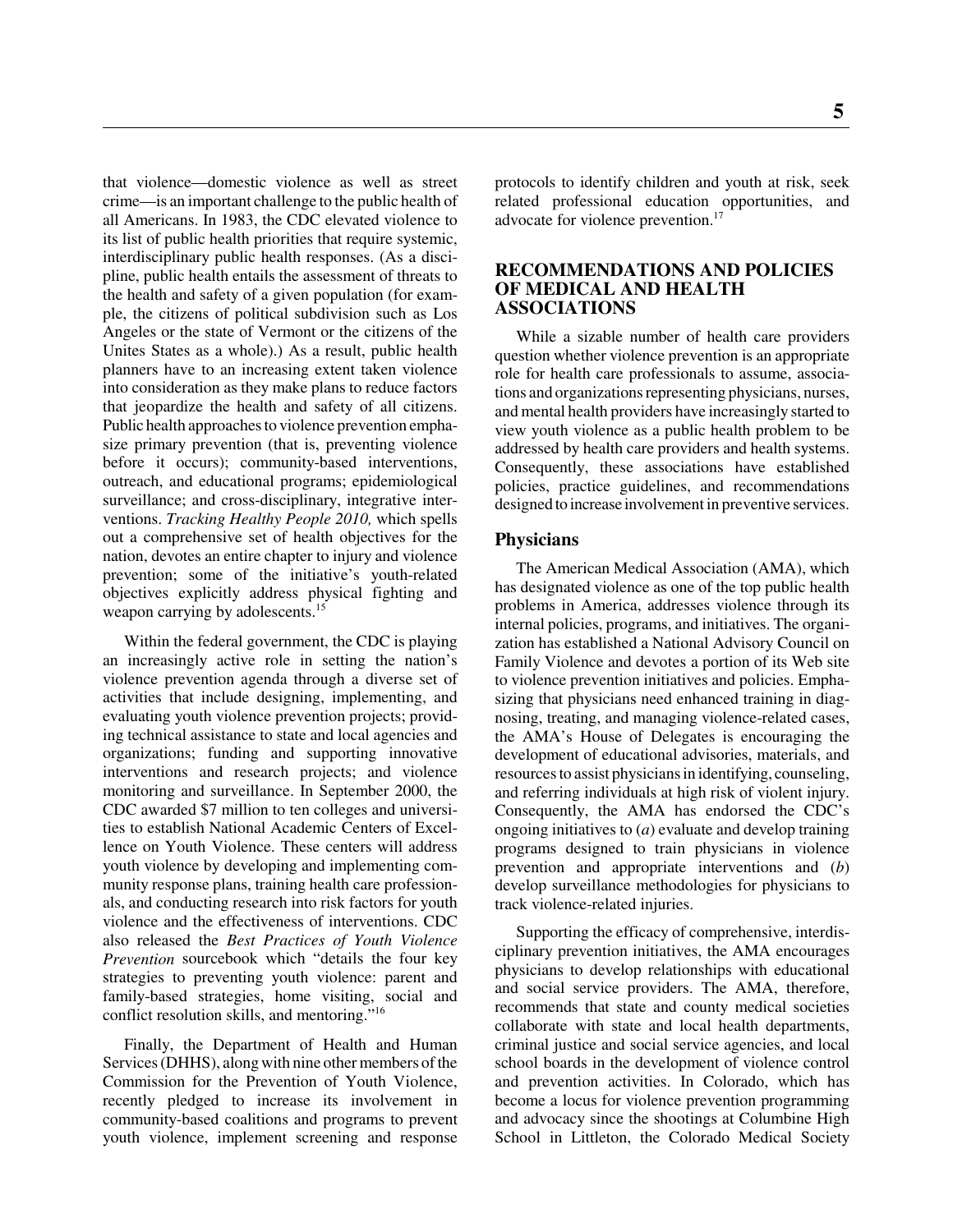that violence—domestic violence as well as street crime—is an important challenge to the public health of all Americans. In 1983, the CDC elevated violence to its list of public health priorities that require systemic, interdisciplinary public health responses. (As a discipline, public health entails the assessment of threats to the health and safety of a given population (for example, the citizens of political subdivision such as Los Angeles or the state of Vermont or the citizens of the Unites States as a whole).) As a result, public health planners have to an increasing extent taken violence into consideration as they make plans to reduce factors that jeopardize the health and safety of all citizens. Public health approaches to violence prevention emphasize primary prevention (that is, preventing violence before it occurs); community-based interventions, outreach, and educational programs; epidemiological surveillance; and cross-disciplinary, integrative interventions. *Tracking Healthy People 2010,* which spells out a comprehensive set of health objectives for the nation, devotes an entire chapter to injury and violence prevention; some of the initiative's youth-related objectives explicitly address physical fighting and weapon carrying by adolescents.[15]

Within the federal government, the CDC is playing an increasingly active role in setting the nation's violence prevention agenda through a diverse set of activities that include designing, implementing, and evaluating youth violence prevention projects; providing technical assistance to state and local agencies and organizations; funding and supporting innovative interventions and research projects; and violence monitoring and surveillance. In September 2000, the CDC awarded $7 million to ten colleges and universities to establish National Academic Centers of Excellence on Youth Violence. These centers will address youth violence by developing and implementing community response plans, training health care professionals, and conducting research into risk factors for youth violence and the effectiveness of interventions. CDC also released the *Best Practices of Youth Violence Prevention* sourcebook which "details the four key strategies to preventing youth violence: parent and family-based strategies, home visiting, social and conflict resolution skills, and mentoring."[16]

Finally, the Department of Health and Human Services (DHHS), along with nine other members of the Commission for the Prevention of Youth Violence, recently pledged to increase its involvement in community-based coalitions and programs to prevent youth violence, implement screening and response protocols to identify children and youth at risk, seek related professional education opportunities, and advocate for violence prevention.[17]

## RECOMMENDATIONS AND POLICIES OF MEDICAL AND HEALTH ASSOCIATIONS

While a sizable number of health care providers question whether violence prevention is an appropriate role for health care professionals to assume, associations and organizations representing physicians, nurses, and mental health providers have increasingly started to view youth violence as a public health problem to be addressed by health care providers and health systems. Consequently, these associations have established policies, practice guidelines, and recommendations designed to increase involvement in preventive services.

### Physicians

The American Medical Association (AMA), which has designated violence as one of the top public health problems in America, addresses violence through its internal policies, programs, and initiatives. The organization has established a National Advisory Council on Family Violence and devotes a portion of its Web site to violence prevention initiatives and policies. Emphasizing that physicians need enhanced training in diagnosing, treating, and managing violence-related cases, the AMA's House of Delegates is encouraging the development of educational advisories, materials, and resources to assist physicians in identifying, counseling, and referring individuals at high risk of violent injury. Consequently, the AMA has endorsed the CDC's ongoing initiatives to (*a*) evaluate and develop training programs designed to train physicians in violence prevention and appropriate interventions and (*b*) develop surveillance methodologies for physicians to track violence-related injuries.

Supporting the efficacy of comprehensive, interdisciplinary prevention initiatives, the AMA encourages physicians to develop relationships with educational and social service providers. The AMA, therefore, recommends that state and county medical societies collaborate with state and local health departments, criminal justice and social service agencies, and local school boards in the development of violence control and prevention activities. In Colorado, which has become a locus for violence prevention programming and advocacy since the shootings at Columbine High School in Littleton, the Colorado Medical Society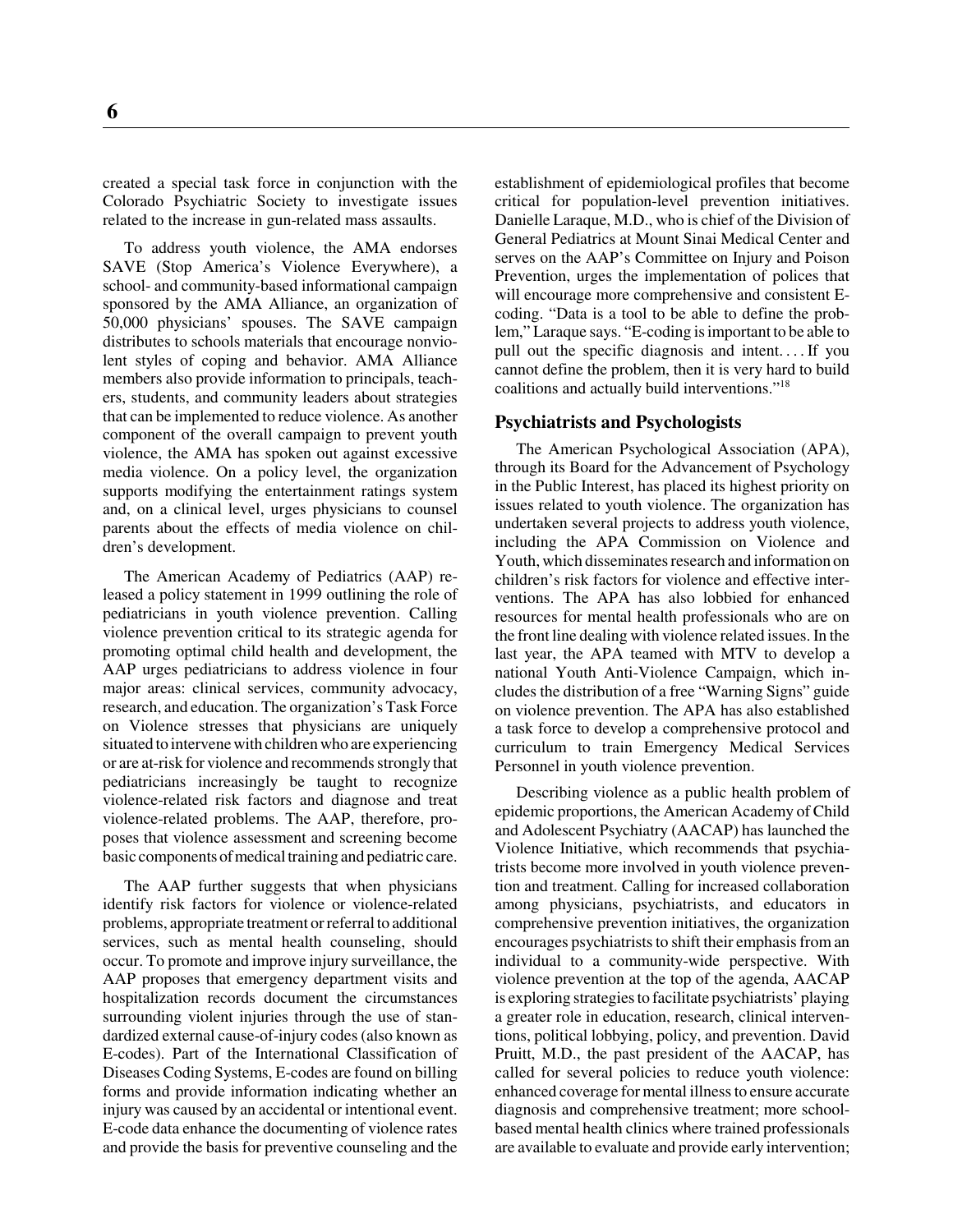created a special task force in conjunction with the Colorado Psychiatric Society to investigate issues related to the increase in gun-related mass assaults.

To address youth violence, the AMA endorses SAVE (Stop America's Violence Everywhere), a school- and community-based informational campaign sponsored by the AMA Alliance, an organization of 50,000 physicians' spouses. The SAVE campaign distributes to schools materials that encourage nonviolent styles of coping and behavior. AMA Alliance members also provide information to principals, teachers, students, and community leaders about strategies that can be implemented to reduce violence. As another component of the overall campaign to prevent youth violence, the AMA has spoken out against excessive media violence. On a policy level, the organization supports modifying the entertainment ratings system and, on a clinical level, urges physicians to counsel parents about the effects of media violence on children's development.

The American Academy of Pediatrics (AAP) released a policy statement in 1999 outlining the role of pediatricians in youth violence prevention. Calling violence prevention critical to its strategic agenda for promoting optimal child health and development, the AAP urges pediatricians to address violence in four major areas: clinical services, community advocacy, research, and education. The organization's Task Force on Violence stresses that physicians are uniquely situated to intervene with children who are experiencing or are at-risk for violence and recommends strongly that pediatricians increasingly be taught to recognize violence-related risk factors and diagnose and treat violence-related problems. The AAP, therefore, proposes that violence assessment and screening become basic components of medical training and pediatric care.

The AAP further suggests that when physicians identify risk factors for violence or violence-related problems, appropriate treatment or referral to additional services, such as mental health counseling, should occur. To promote and improve injury surveillance, the AAP proposes that emergency department visits and hospitalization records document the circumstances surrounding violent injuries through the use of standardized external cause-of-injury codes (also known as E-codes). Part of the International Classification of Diseases Coding Systems, E-codes are found on billing forms and provide information indicating whether an injury was caused by an accidental or intentional event. E-code data enhance the documenting of violence rates and provide the basis for preventive counseling and the establishment of epidemiological profiles that become critical for population-level prevention initiatives. Danielle Laraque, M.D., who is chief of the Division of General Pediatrics at Mount Sinai Medical Center and serves on the AAP's Committee on Injury and Poison Prevention, urges the implementation of polices that will encourage more comprehensive and consistent E-coding. "Data is a tool to be able to define the problem," Laraque says. "E-coding is important to be able to pull out the specific diagnosis and intent. . . . If you cannot define the problem, then it is very hard to build coalitions and actually build interventions."[18]

### Psychiatrists and Psychologists

The American Psychological Association (APA), through its Board for the Advancement of Psychology in the Public Interest, has placed its highest priority on issues related to youth violence. The organization has undertaken several projects to address youth violence, including the APA Commission on Violence and Youth, which disseminates research and information on children's risk factors for violence and effective interventions. The APA has also lobbied for enhanced resources for mental health professionals who are on the front line dealing with violence related issues. In the last year, the APA teamed with MTV to develop a national Youth Anti-Violence Campaign, which includes the distribution of a free "Warning Signs" guide on violence prevention. The APA has also established a task force to develop a comprehensive protocol and curriculum to train Emergency Medical Services Personnel in youth violence prevention.

Describing violence as a public health problem of epidemic proportions, the American Academy of Child and Adolescent Psychiatry (AACAP) has launched the Violence Initiative, which recommends that psychiatrists become more involved in youth violence prevention and treatment. Calling for increased collaboration among physicians, psychiatrists, and educators in comprehensive prevention initiatives, the organization encourages psychiatrists to shift their emphasis from an individual to a community-wide perspective. With violence prevention at the top of the agenda, AACAP is exploring strategies to facilitate psychiatrists' playing a greater role in education, research, clinical interventions, political lobbying, policy, and prevention. David Pruitt, M.D., the past president of the AACAP, has called for several policies to reduce youth violence: enhanced coverage for mental illness to ensure accurate diagnosis and comprehensive treatment; more school-based mental health clinics where trained professionals are available to evaluate and provide early intervention;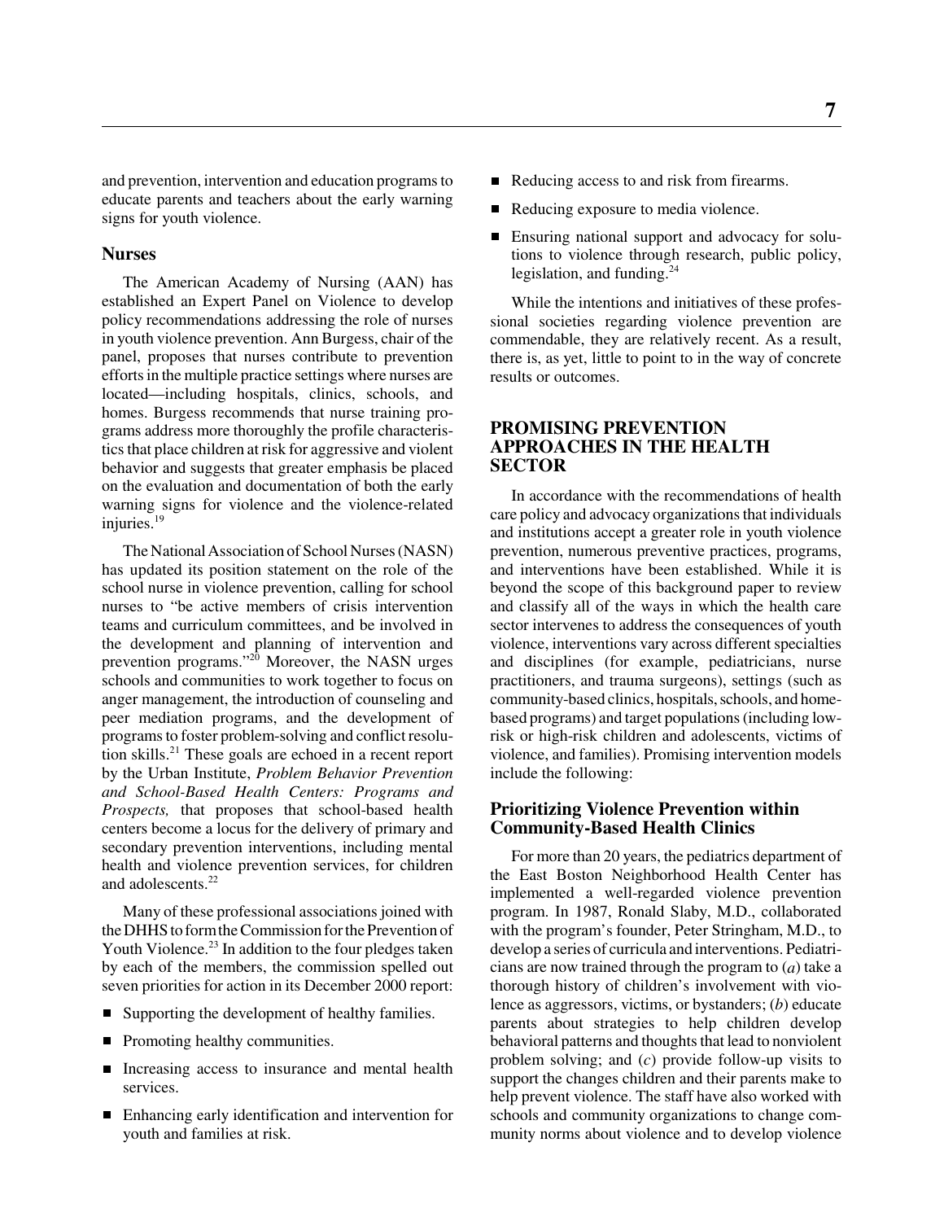and prevention, intervention and education programs to educate parents and teachers about the early warning signs for youth violence.

### Nurses

The American Academy of Nursing (AAN) has established an Expert Panel on Violence to develop policy recommendations addressing the role of nurses in youth violence prevention. Ann Burgess, chair of the panel, proposes that nurses contribute to prevention efforts in the multiple practice settings where nurses are located—including hospitals, clinics, schools, and homes. Burgess recommends that nurse training programs address more thoroughly the profile characteristics that place children at risk for aggressive and violent behavior and suggests that greater emphasis be placed on the evaluation and documentation of both the early warning signs for violence and the violence-related injuries.[19]

The National Association of School Nurses (NASN) has updated its position statement on the role of the school nurse in violence prevention, calling for school nurses to "be active members of crisis intervention teams and curriculum committees, and be involved in the development and planning of intervention and prevention programs."[20] Moreover, the NASN urges schools and communities to work together to focus on anger management, the introduction of counseling and peer mediation programs, and the development of programs to foster problem-solving and conflict resolution skills.[21] These goals are echoed in a recent report by the Urban Institute, *Problem Behavior Prevention and School-Based Health Centers: Programs and Prospects,* that proposes that school-based health centers become a locus for the delivery of primary and secondary prevention interventions, including mental health and violence prevention services, for children and adolescents.[22]

Many of these professional associations joined with the DHHS to form the Commission for the Prevention of Youth Violence.[23] In addition to the four pledges taken by each of the members, the commission spelled out seven priorities for action in its December 2000 report:

- Supporting the development of healthy families.
- Promoting healthy communities.
- Increasing access to insurance and mental health services.
- Enhancing early identification and intervention for youth and families at risk.
- Reducing access to and risk from firearms.
- Reducing exposure to media violence.
- Ensuring national support and advocacy for solutions to violence through research, public policy, legislation, and funding.[24]

While the intentions and initiatives of these professional societies regarding violence prevention are commendable, they are relatively recent. As a result, there is, as yet, little to point to in the way of concrete results or outcomes.

## PROMISING PREVENTION APPROACHES IN THE HEALTH SECTOR

In accordance with the recommendations of health care policy and advocacy organizations that individuals and institutions accept a greater role in youth violence prevention, numerous preventive practices, programs, and interventions have been established. While it is beyond the scope of this background paper to review and classify all of the ways in which the health care sector intervenes to address the consequences of youth violence, interventions vary across different specialties and disciplines (for example, pediatricians, nurse practitioners, and trauma surgeons), settings (such as community-based clinics, hospitals, schools, and home-based programs) and target populations (including low-risk or high-risk children and adolescents, victims of violence, and families). Promising intervention models include the following:

### Prioritizing Violence Prevention within Community-Based Health Clinics

For more than 20 years, the pediatrics department of the East Boston Neighborhood Health Center has implemented a well-regarded violence prevention program. In 1987, Ronald Slaby, M.D., collaborated with the program's founder, Peter Stringham, M.D., to develop a series of curricula and interventions. Pediatricians are now trained through the program to (*a*) take a thorough history of children's involvement with violence as aggressors, victims, or bystanders; (*b*) educate parents about strategies to help children develop behavioral patterns and thoughts that lead to nonviolent problem solving; and (*c*) provide follow-up visits to support the changes children and their parents make to help prevent violence. The staff have also worked with schools and community organizations to change community norms about violence and to develop violence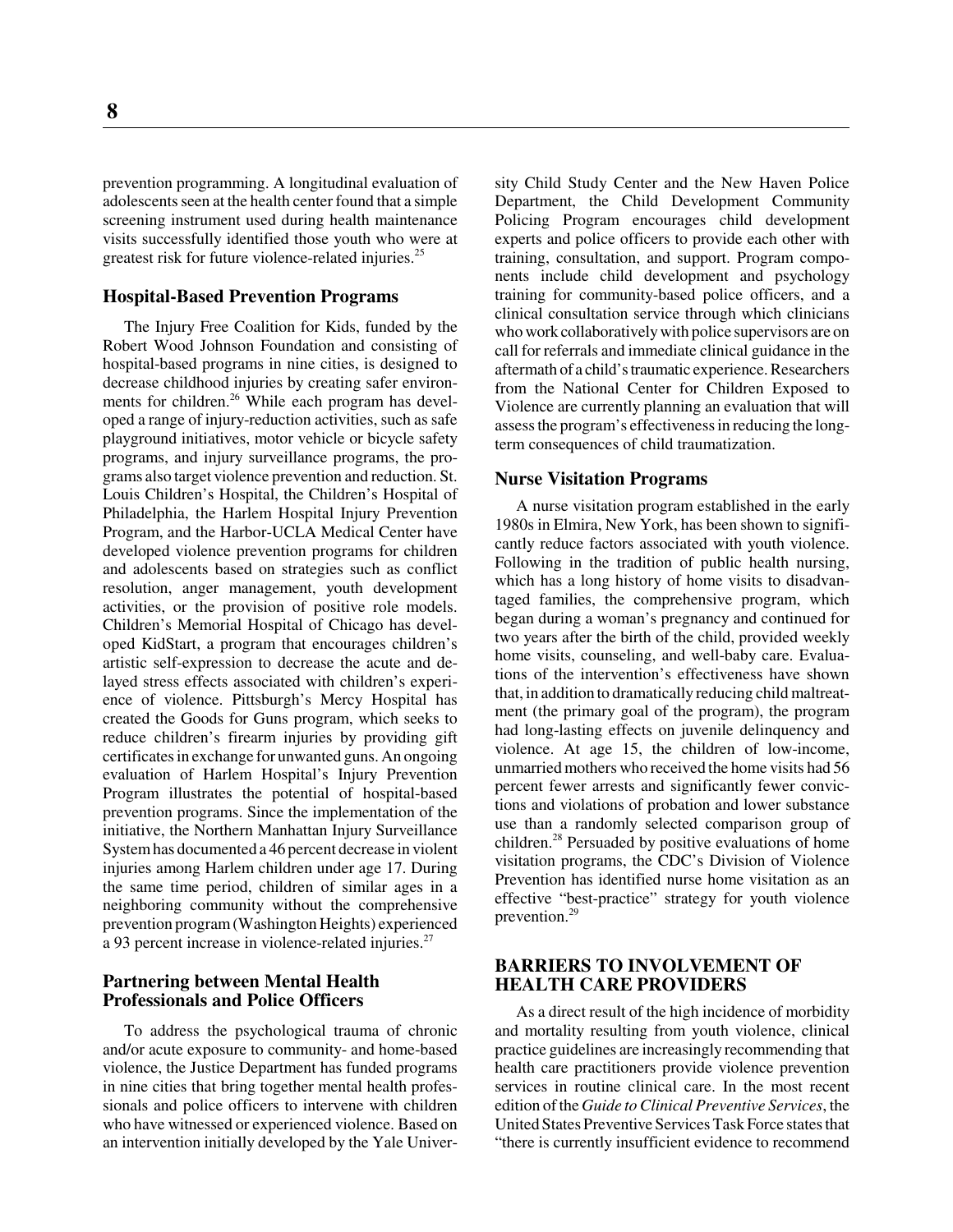prevention programming. A longitudinal evaluation of adolescents seen at the health center found that a simple screening instrument used during health maintenance visits successfully identified those youth who were at greatest risk for future violence-related injuries.[25]

### Hospital-Based Prevention Programs

The Injury Free Coalition for Kids, funded by the Robert Wood Johnson Foundation and consisting of hospital-based programs in nine cities, is designed to decrease childhood injuries by creating safer environments for children.[26] While each program has developed a range of injury-reduction activities, such as safe playground initiatives, motor vehicle or bicycle safety programs, and injury surveillance programs, the programs also target violence prevention and reduction. St. Louis Children's Hospital, the Children's Hospital of Philadelphia, the Harlem Hospital Injury Prevention Program, and the Harbor-UCLA Medical Center have developed violence prevention programs for children and adolescents based on strategies such as conflict resolution, anger management, youth development activities, or the provision of positive role models. Children's Memorial Hospital of Chicago has developed KidStart, a program that encourages children's artistic self-expression to decrease the acute and delayed stress effects associated with children's experience of violence. Pittsburgh's Mercy Hospital has created the Goods for Guns program, which seeks to reduce children's firearm injuries by providing gift certificates in exchange for unwanted guns. An ongoing evaluation of Harlem Hospital's Injury Prevention Program illustrates the potential of hospital-based prevention programs. Since the implementation of the initiative, the Northern Manhattan Injury Surveillance System has documented a 46 percent decrease in violent injuries among Harlem children under age 17. During the same time period, children of similar ages in a neighboring community without the comprehensive prevention program (Washington Heights) experienced a 93 percent increase in violence-related injuries.[27]

### Partnering between Mental Health Professionals and Police Officers

To address the psychological trauma of chronic and/or acute exposure to community- and home-based violence, the Justice Department has funded programs in nine cities that bring together mental health professionals and police officers to intervene with children who have witnessed or experienced violence. Based on an intervention initially developed by the Yale University Child Study Center and the New Haven Police Department, the Child Development Community Policing Program encourages child development experts and police officers to provide each other with training, consultation, and support. Program components include child development and psychology training for community-based police officers, and a clinical consultation service through which clinicians who work collaboratively with police supervisors are on call for referrals and immediate clinical guidance in the aftermath of a child's traumatic experience. Researchers from the National Center for Children Exposed to Violence are currently planning an evaluation that will assess the program's effectiveness in reducing the long-term consequences of child traumatization.

### Nurse Visitation Programs

A nurse visitation program established in the early 1980s in Elmira, New York, has been shown to significantly reduce factors associated with youth violence. Following in the tradition of public health nursing, which has a long history of home visits to disadvantaged families, the comprehensive program, which began during a woman's pregnancy and continued for two years after the birth of the child, provided weekly home visits, counseling, and well-baby care. Evaluations of the intervention's effectiveness have shown that, in addition to dramatically reducing child maltreatment (the primary goal of the program), the program had long-lasting effects on juvenile delinquency and violence. At age 15, the children of low-income, unmarried mothers who received the home visits had 56 percent fewer arrests and significantly fewer convictions and violations of probation and lower substance use than a randomly selected comparison group of children.[28] Persuaded by positive evaluations of home visitation programs, the CDC's Division of Violence Prevention has identified nurse home visitation as an effective "best-practice" strategy for youth violence prevention.[29]

## BARRIERS TO INVOLVEMENT OF HEALTH CARE PROVIDERS

As a direct result of the high incidence of morbidity and mortality resulting from youth violence, clinical practice guidelines are increasingly recommending that health care practitioners provide violence prevention services in routine clinical care. In the most recent edition of the *Guide to Clinical Preventive Services*, the United States Preventive Services Task Force states that "there is currently insufficient evidence to recommend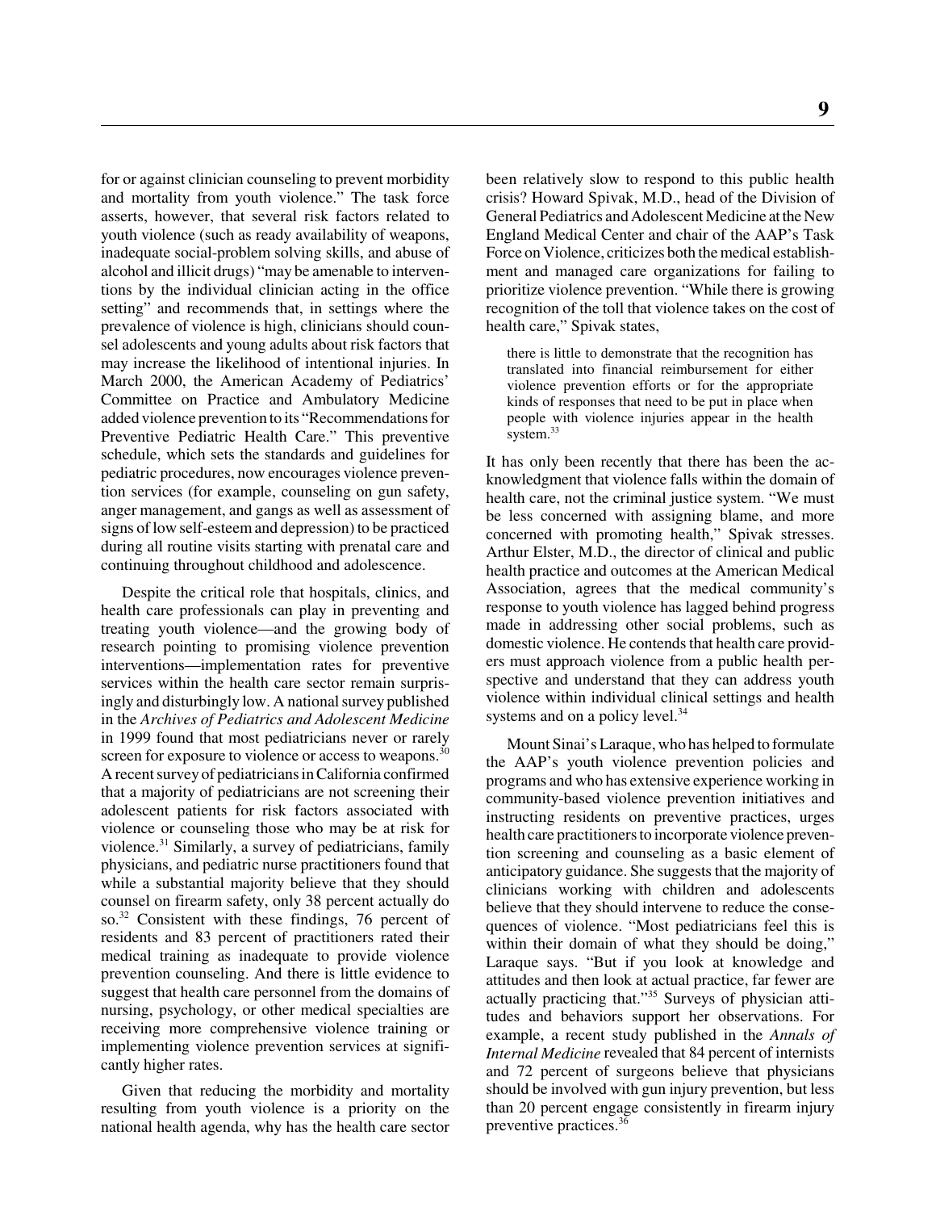for or against clinician counseling to prevent morbidity and mortality from youth violence." The task force asserts, however, that several risk factors related to youth violence (such as ready availability of weapons, inadequate social-problem solving skills, and abuse of alcohol and illicit drugs) "may be amenable to interventions by the individual clinician acting in the office setting" and recommends that, in settings where the prevalence of violence is high, clinicians should counsel adolescents and young adults about risk factors that may increase the likelihood of intentional injuries. In March 2000, the American Academy of Pediatrics' Committee on Practice and Ambulatory Medicine added violence prevention to its "Recommendations for Preventive Pediatric Health Care." This preventive schedule, which sets the standards and guidelines for pediatric procedures, now encourages violence prevention services (for example, counseling on gun safety, anger management, and gangs as well as assessment of signs of low self-esteem and depression) to be practiced during all routine visits starting with prenatal care and continuing throughout childhood and adolescence.

Despite the critical role that hospitals, clinics, and health care professionals can play in preventing and treating youth violence—and the growing body of research pointing to promising violence prevention interventions—implementation rates for preventive services within the health care sector remain surprisingly and disturbingly low. A national survey published in the *Archives of Pediatrics and Adolescent Medicine* in 1999 found that most pediatricians never or rarely screen for exposure to violence or access to weapons.[30] A recent survey of pediatricians in California confirmed that a majority of pediatricians are not screening their adolescent patients for risk factors associated with violence or counseling those who may be at risk for violence.[31] Similarly, a survey of pediatricians, family physicians, and pediatric nurse practitioners found that while a substantial majority believe that they should counsel on firearm safety, only 38 percent actually do so.[32] Consistent with these findings, 76 percent of residents and 83 percent of practitioners rated their medical training as inadequate to provide violence prevention counseling. And there is little evidence to suggest that health care personnel from the domains of nursing, psychology, or other medical specialties are receiving more comprehensive violence training or implementing violence prevention services at significantly higher rates.

Given that reducing the morbidity and mortality resulting from youth violence is a priority on the national health agenda, why has the health care sector been relatively slow to respond to this public health crisis? Howard Spivak, M.D., head of the Division of General Pediatrics and Adolescent Medicine at the New England Medical Center and chair of the AAP's Task Force on Violence, criticizes both the medical establishment and managed care organizations for failing to prioritize violence prevention. "While there is growing recognition of the toll that violence takes on the cost of health care," Spivak states,

> there is little to demonstrate that the recognition has translated into financial reimbursement for either violence prevention efforts or for the appropriate kinds of responses that need to be put in place when people with violence injuries appear in the health system.[33]

It has only been recently that there has been the acknowledgment that violence falls within the domain of health care, not the criminal justice system. "We must be less concerned with assigning blame, and more concerned with promoting health," Spivak stresses. Arthur Elster, M.D., the director of clinical and public health practice and outcomes at the American Medical Association, agrees that the medical community's response to youth violence has lagged behind progress made in addressing other social problems, such as domestic violence. He contends that health care providers must approach violence from a public health perspective and understand that they can address youth violence within individual clinical settings and health systems and on a policy level.[34]

Mount Sinai's Laraque, who has helped to formulate the AAP's youth violence prevention policies and programs and who has extensive experience working in community-based violence prevention initiatives and instructing residents on preventive practices, urges health care practitioners to incorporate violence prevention screening and counseling as a basic element of anticipatory guidance. She suggests that the majority of clinicians working with children and adolescents believe that they should intervene to reduce the consequences of violence. "Most pediatricians feel this is within their domain of what they should be doing," Laraque says. "But if you look at knowledge and attitudes and then look at actual practice, far fewer are actually practicing that."[35] Surveys of physician attitudes and behaviors support her observations. For example, a recent study published in the *Annals of Internal Medicine* revealed that 84 percent of internists and 72 percent of surgeons believe that physicians should be involved with gun injury prevention, but less than 20 percent engage consistently in firearm injury preventive practices.[36]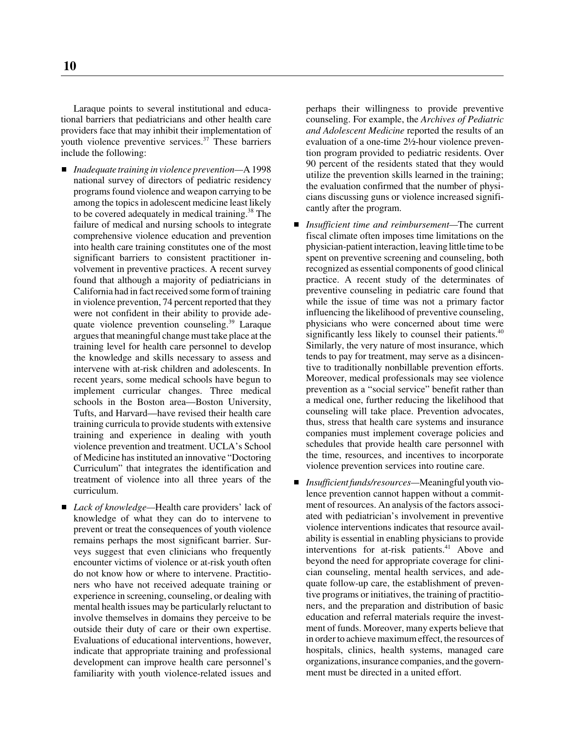Laraque points to several institutional and educational barriers that pediatricians and other health care providers face that may inhibit their implementation of youth violence preventive services.[37] These barriers include the following:

- *Inadequate training in violence prevention*—A 1998 national survey of directors of pediatric residency programs found violence and weapon carrying to be among the topics in adolescent medicine least likely to be covered adequately in medical training.[38] The failure of medical and nursing schools to integrate comprehensive violence education and prevention into health care training constitutes one of the most significant barriers to consistent practitioner involvement in preventive practices. A recent survey found that although a majority of pediatricians in California had in fact received some form of training in violence prevention, 74 percent reported that they were not confident in their ability to provide adequate violence prevention counseling.[39] Laraque argues that meaningful change must take place at the training level for health care personnel to develop the knowledge and skills necessary to assess and intervene with at-risk children and adolescents. In recent years, some medical schools have begun to implement curricular changes. Three medical schools in the Boston area—Boston University, Tufts, and Harvard—have revised their health care training curricula to provide students with extensive training and experience in dealing with youth violence prevention and treatment. UCLA's School of Medicine has instituted an innovative "Doctoring Curriculum" that integrates the identification and treatment of violence into all three years of the curriculum.

- *Lack of knowledge*—Health care providers' lack of knowledge of what they can do to intervene to prevent or treat the consequences of youth violence remains perhaps the most significant barrier. Surveys suggest that even clinicians who frequently encounter victims of violence or at-risk youth often do not know how or where to intervene. Practitioners who have not received adequate training or experience in screening, counseling, or dealing with mental health issues may be particularly reluctant to involve themselves in domains they perceive to be outside their duty of care or their own expertise. Evaluations of educational interventions, however, indicate that appropriate training and professional development can improve health care personnel's familiarity with youth violence-related issues and perhaps their willingness to provide preventive counseling. For example, the *Archives of Pediatric and Adolescent Medicine* reported the results of an evaluation of a one-time 2½-hour violence prevention program provided to pediatric residents. Over 90 percent of the residents stated that they would utilize the prevention skills learned in the training; the evaluation confirmed that the number of physicians discussing guns or violence increased significantly after the program.

- *Insufficient time and reimbursement*—The current fiscal climate often imposes time limitations on the physician-patient interaction, leaving little time to be spent on preventive screening and counseling, both recognized as essential components of good clinical practice. A recent study of the determinates of preventive counseling in pediatric care found that while the issue of time was not a primary factor influencing the likelihood of preventive counseling, physicians who were concerned about time were significantly less likely to counsel their patients.[40] Similarly, the very nature of most insurance, which tends to pay for treatment, may serve as a disincentive to traditionally nonbillable prevention efforts. Moreover, medical professionals may see violence prevention as a "social service" benefit rather than a medical one, further reducing the likelihood that counseling will take place. Prevention advocates, thus, stress that health care systems and insurance companies must implement coverage policies and schedules that provide health care personnel with the time, resources, and incentives to incorporate violence prevention services into routine care.

- *Insufficient funds/resources*—Meaningful youth violence prevention cannot happen without a commitment of resources. An analysis of the factors associated with pediatrician's involvement in preventive violence interventions indicates that resource availability is essential in enabling physicians to provide interventions for at-risk patients.[41] Above and beyond the need for appropriate coverage for clinician counseling, mental health services, and adequate follow-up care, the establishment of preventive programs or initiatives, the training of practitioners, and the preparation and distribution of basic education and referral materials require the investment of funds. Moreover, many experts believe that in order to achieve maximum effect, the resources of hospitals, clinics, health systems, managed care organizations, insurance companies, and the government must be directed in a united effort.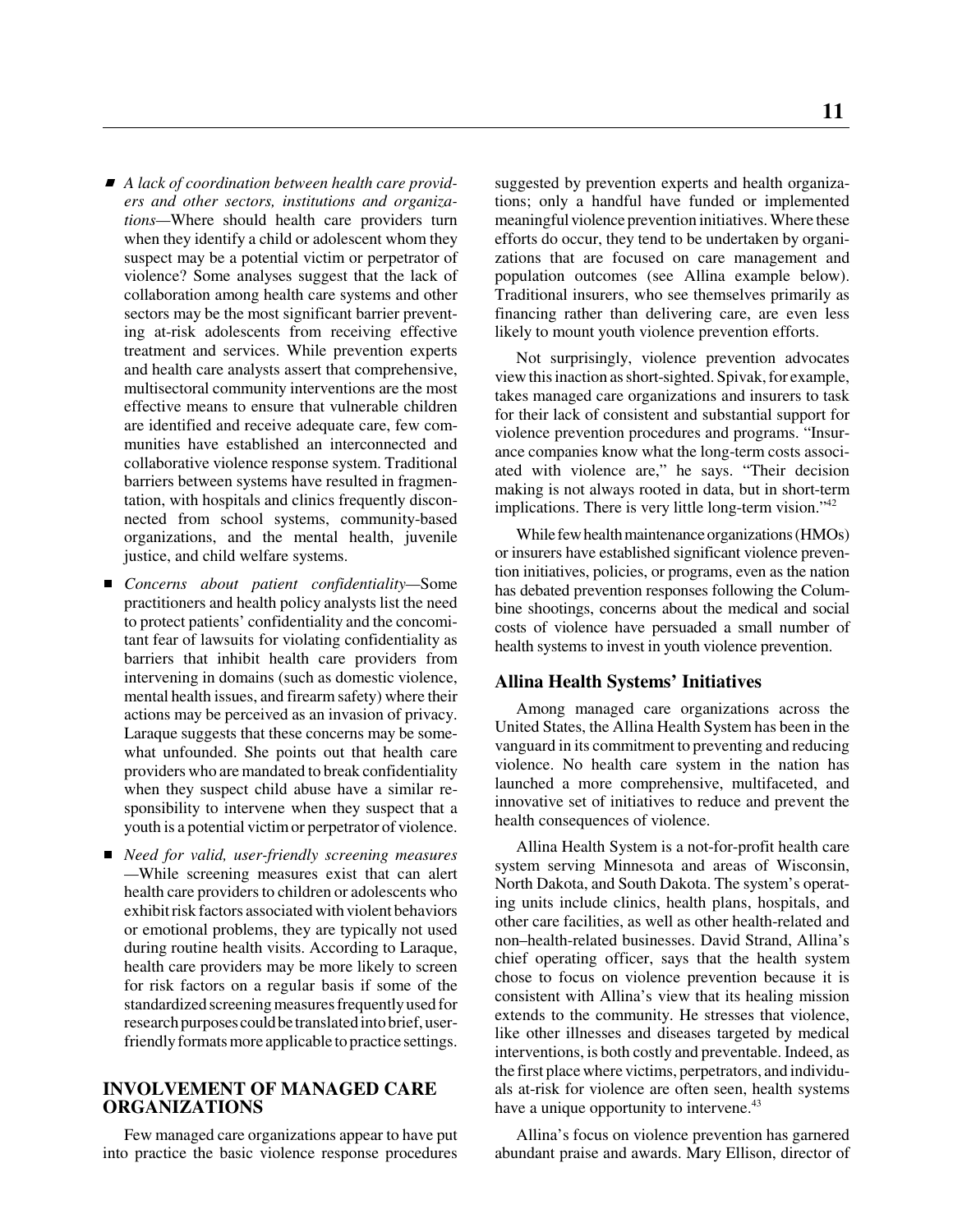- *A lack of coordination between health care providers and other sectors, institutions and organizations*—Where should health care providers turn when they identify a child or adolescent whom they suspect may be a potential victim or perpetrator of violence? Some analyses suggest that the lack of collaboration among health care systems and other sectors may be the most significant barrier preventing at-risk adolescents from receiving effective treatment and services. While prevention experts and health care analysts assert that comprehensive, multisectoral community interventions are the most effective means to ensure that vulnerable children are identified and receive adequate care, few communities have established an interconnected and collaborative violence response system. Traditional barriers between systems have resulted in fragmentation, with hospitals and clinics frequently disconnected from school systems, community-based organizations, and the mental health, juvenile justice, and child welfare systems.

- *Concerns about patient confidentiality*—Some practitioners and health policy analysts list the need to protect patients' confidentiality and the concomitant fear of lawsuits for violating confidentiality as barriers that inhibit health care providers from intervening in domains (such as domestic violence, mental health issues, and firearm safety) where their actions may be perceived as an invasion of privacy. Laraque suggests that these concerns may be somewhat unfounded. She points out that health care providers who are mandated to break confidentiality when they suspect child abuse have a similar responsibility to intervene when they suspect that a youth is a potential victim or perpetrator of violence.

- *Need for valid, user-friendly screening measures*—While screening measures exist that can alert health care providers to children or adolescents who exhibit risk factors associated with violent behaviors or emotional problems, they are typically not used during routine health visits. According to Laraque, health care providers may be more likely to screen for risk factors on a regular basis if some of the standardized screening measures frequently used for research purposes could be translated into brief, user-friendly formats more applicable to practice settings.

## INVOLVEMENT OF MANAGED CARE ORGANIZATIONS

Few managed care organizations appear to have put into practice the basic violence response procedures suggested by prevention experts and health organizations; only a handful have funded or implemented meaningful violence prevention initiatives. Where these efforts do occur, they tend to be undertaken by organizations that are focused on care management and population outcomes (see Allina example below). Traditional insurers, who see themselves primarily as financing rather than delivering care, are even less likely to mount youth violence prevention efforts.

Not surprisingly, violence prevention advocates view this inaction as short-sighted. Spivak, for example, takes managed care organizations and insurers to task for their lack of consistent and substantial support for violence prevention procedures and programs. "Insurance companies know what the long-term costs associated with violence are," he says. "Their decision making is not always rooted in data, but in short-term implications. There is very little long-term vision."[42]

While few health maintenance organizations (HMOs) or insurers have established significant violence prevention initiatives, policies, or programs, even as the nation has debated prevention responses following the Columbine shootings, concerns about the medical and social costs of violence have persuaded a small number of health systems to invest in youth violence prevention.

### Allina Health Systems' Initiatives

Among managed care organizations across the United States, the Allina Health System has been in the vanguard in its commitment to preventing and reducing violence. No health care system in the nation has launched a more comprehensive, multifaceted, and innovative set of initiatives to reduce and prevent the health consequences of violence.

Allina Health System is a not-for-profit health care system serving Minnesota and areas of Wisconsin, North Dakota, and South Dakota. The system's operating units include clinics, health plans, hospitals, and other care facilities, as well as other health-related and non–health-related businesses. David Strand, Allina's chief operating officer, says that the health system chose to focus on violence prevention because it is consistent with Allina's view that its healing mission extends to the community. He stresses that violence, like other illnesses and diseases targeted by medical interventions, is both costly and preventable. Indeed, as the first place where victims, perpetrators, and individuals at-risk for violence are often seen, health systems have a unique opportunity to intervene.[43]

Allina's focus on violence prevention has garnered abundant praise and awards. Mary Ellison, director of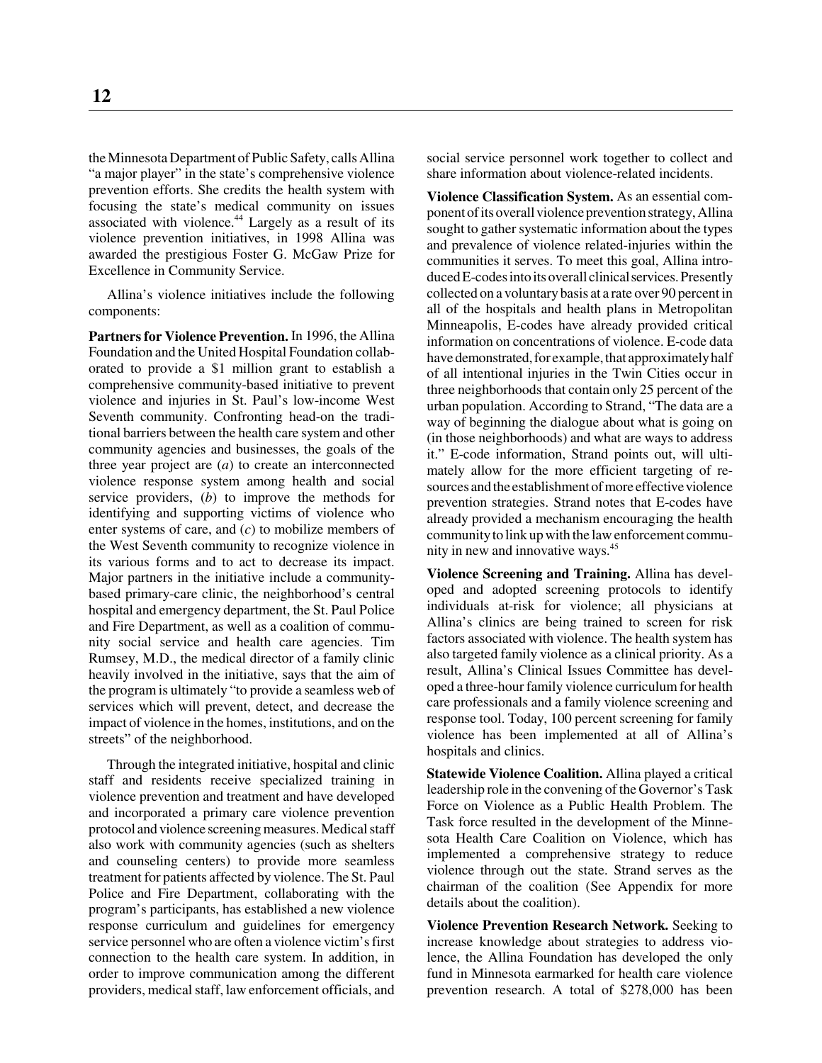the Minnesota Department of Public Safety, calls Allina "a major player" in the state's comprehensive violence prevention efforts. She credits the health system with focusing the state's medical community on issues associated with violence.[44] Largely as a result of its violence prevention initiatives, in 1998 Allina was awarded the prestigious Foster G. McGaw Prize for Excellence in Community Service.

Allina's violence initiatives include the following components:

**Partners for Violence Prevention.** In 1996, the Allina Foundation and the United Hospital Foundation collaborated to provide a $1 million grant to establish a comprehensive community-based initiative to prevent violence and injuries in St. Paul's low-income West Seventh community. Confronting head-on the traditional barriers between the health care system and other community agencies and businesses, the goals of the three year project are (*a*) to create an interconnected violence response system among health and social service providers, (*b*) to improve the methods for identifying and supporting victims of violence who enter systems of care, and (*c*) to mobilize members of the West Seventh community to recognize violence in its various forms and to act to decrease its impact. Major partners in the initiative include a community-based primary-care clinic, the neighborhood's central hospital and emergency department, the St. Paul Police and Fire Department, as well as a coalition of community social service and health care agencies. Tim Rumsey, M.D., the medical director of a family clinic heavily involved in the initiative, says that the aim of the program is ultimately "to provide a seamless web of services which will prevent, detect, and decrease the impact of violence in the homes, institutions, and on the streets" of the neighborhood.

Through the integrated initiative, hospital and clinic staff and residents receive specialized training in violence prevention and treatment and have developed and incorporated a primary care violence prevention protocol and violence screening measures. Medical staff also work with community agencies (such as shelters and counseling centers) to provide more seamless treatment for patients affected by violence. The St. Paul Police and Fire Department, collaborating with the program's participants, has established a new violence response curriculum and guidelines for emergency service personnel who are often a violence victim's first connection to the health care system. In addition, in order to improve communication among the different providers, medical staff, law enforcement officials, and social service personnel work together to collect and share information about violence-related incidents.

**Violence Classification System.** As an essential component of its overall violence prevention strategy, Allina sought to gather systematic information about the types and prevalence of violence related-injuries within the communities it serves. To meet this goal, Allina introduced E-codes into its overall clinical services. Presently collected on a voluntary basis at a rate over 90 percent in all of the hospitals and health plans in Metropolitan Minneapolis, E-codes have already provided critical information on concentrations of violence. E-code data have demonstrated, for example, that approximately half of all intentional injuries in the Twin Cities occur in three neighborhoods that contain only 25 percent of the urban population. According to Strand, "The data are a way of beginning the dialogue about what is going on (in those neighborhoods) and what are ways to address it." E-code information, Strand points out, will ultimately allow for the more efficient targeting of resources and the establishment of more effective violence prevention strategies. Strand notes that E-codes have already provided a mechanism encouraging the health community to link up with the law enforcement community in new and innovative ways.[45]

**Violence Screening and Training.** Allina has developed and adopted screening protocols to identify individuals at-risk for violence; all physicians at Allina's clinics are being trained to screen for risk factors associated with violence. The health system has also targeted family violence as a clinical priority. As a result, Allina's Clinical Issues Committee has developed a three-hour family violence curriculum for health care professionals and a family violence screening and response tool. Today, 100 percent screening for family violence has been implemented at all of Allina's hospitals and clinics.

**Statewide Violence Coalition.** Allina played a critical leadership role in the convening of the Governor's Task Force on Violence as a Public Health Problem. The Task force resulted in the development of the Minnesota Health Care Coalition on Violence, which has implemented a comprehensive strategy to reduce violence through out the state. Strand serves as the chairman of the coalition (See Appendix for more details about the coalition).

**Violence Prevention Research Network.** Seeking to increase knowledge about strategies to address violence, the Allina Foundation has developed the only fund in Minnesota earmarked for health care violence prevention research. A total of $278,000 has been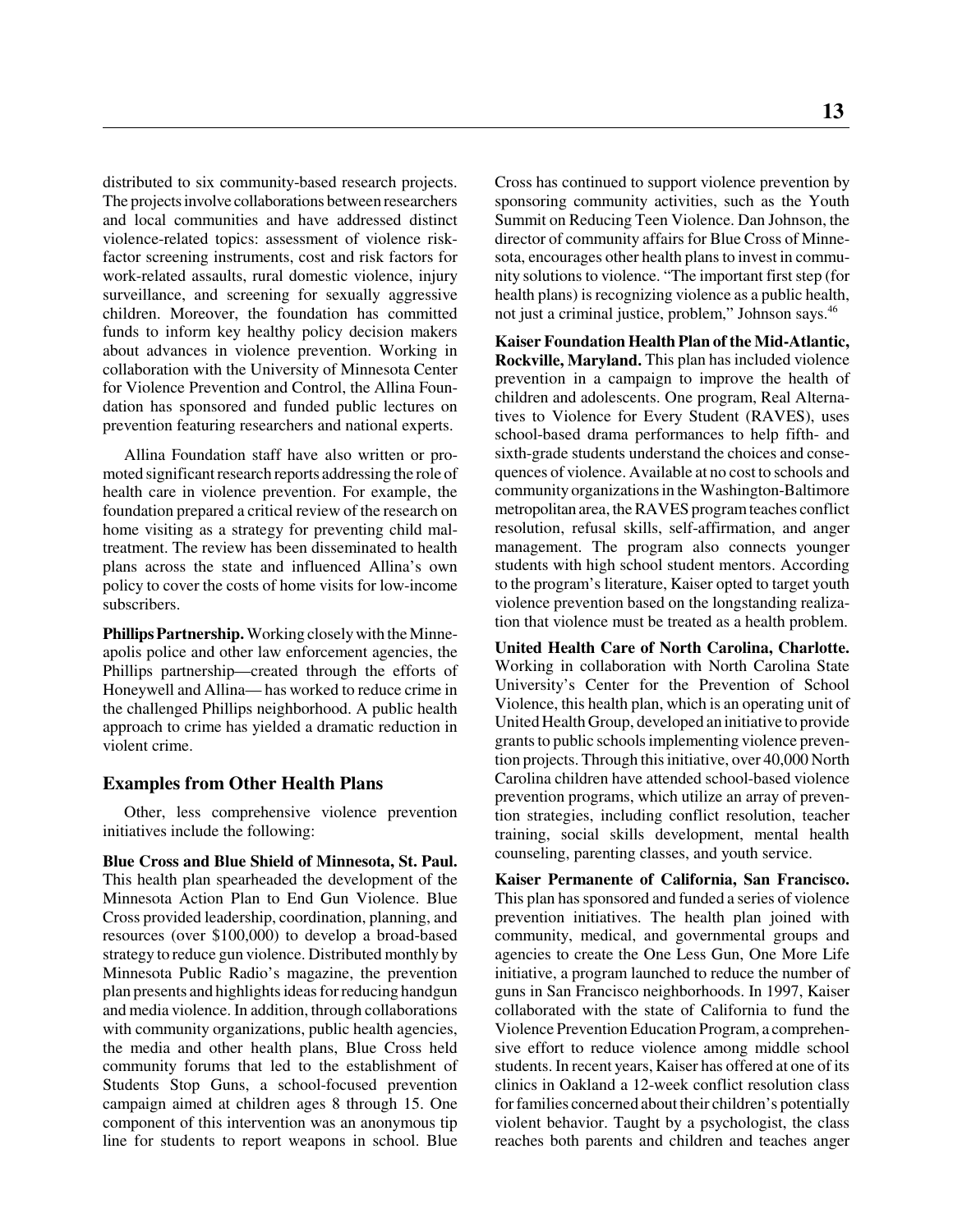distributed to six community-based research projects. The projects involve collaborations between researchers and local communities and have addressed distinct violence-related topics: assessment of violence risk-factor screening instruments, cost and risk factors for work-related assaults, rural domestic violence, injury surveillance, and screening for sexually aggressive children. Moreover, the foundation has committed funds to inform key healthy policy decision makers about advances in violence prevention. Working in collaboration with the University of Minnesota Center for Violence Prevention and Control, the Allina Foundation has sponsored and funded public lectures on prevention featuring researchers and national experts.

Allina Foundation staff have also written or promoted significant research reports addressing the role of health care in violence prevention. For example, the foundation prepared a critical review of the research on home visiting as a strategy for preventing child maltreatment. The review has been disseminated to health plans across the state and influenced Allina's own policy to cover the costs of home visits for low-income subscribers.

**Phillips Partnership.** Working closely with the Minneapolis police and other law enforcement agencies, the Phillips partnership—created through the efforts of Honeywell and Allina— has worked to reduce crime in the challenged Phillips neighborhood. A public health approach to crime has yielded a dramatic reduction in violent crime.

### Examples from Other Health Plans

Other, less comprehensive violence prevention initiatives include the following:

**Blue Cross and Blue Shield of Minnesota, St. Paul.** This health plan spearheaded the development of the Minnesota Action Plan to End Gun Violence. Blue Cross provided leadership, coordination, planning, and resources (over $100,000) to develop a broad-based strategy to reduce gun violence. Distributed monthly by Minnesota Public Radio's magazine, the prevention plan presents and highlights ideas for reducing handgun and media violence. In addition, through collaborations with community organizations, public health agencies, the media and other health plans, Blue Cross held community forums that led to the establishment of Students Stop Guns, a school-focused prevention campaign aimed at children ages 8 through 15. One component of this intervention was an anonymous tip line for students to report weapons in school. Blue Cross has continued to support violence prevention by sponsoring community activities, such as the Youth Summit on Reducing Teen Violence. Dan Johnson, the director of community affairs for Blue Cross of Minnesota, encourages other health plans to invest in community solutions to violence. "The important first step (for health plans) is recognizing violence as a public health, not just a criminal justice, problem," Johnson says.[46]

**Kaiser Foundation Health Plan of the Mid-Atlantic, Rockville, Maryland.** This plan has included violence prevention in a campaign to improve the health of children and adolescents. One program, Real Alternatives to Violence for Every Student (RAVES), uses school-based drama performances to help fifth- and sixth-grade students understand the choices and consequences of violence. Available at no cost to schools and community organizations in the Washington-Baltimore metropolitan area, the RAVES program teaches conflict resolution, refusal skills, self-affirmation, and anger management. The program also connects younger students with high school student mentors. According to the program's literature, Kaiser opted to target youth violence prevention based on the longstanding realization that violence must be treated as a health problem.

**United Health Care of North Carolina, Charlotte.** Working in collaboration with North Carolina State University's Center for the Prevention of School Violence, this health plan, which is an operating unit of United Health Group, developed an initiative to provide grants to public schools implementing violence prevention projects. Through this initiative, over 40,000 North Carolina children have attended school-based violence prevention programs, which utilize an array of prevention strategies, including conflict resolution, teacher training, social skills development, mental health counseling, parenting classes, and youth service.

**Kaiser Permanente of California, San Francisco.** This plan has sponsored and funded a series of violence prevention initiatives. The health plan joined with community, medical, and governmental groups and agencies to create the One Less Gun, One More Life initiative, a program launched to reduce the number of guns in San Francisco neighborhoods. In 1997, Kaiser collaborated with the state of California to fund the Violence Prevention Education Program, a comprehensive effort to reduce violence among middle school students. In recent years, Kaiser has offered at one of its clinics in Oakland a 12-week conflict resolution class for families concerned about their children's potentially violent behavior. Taught by a psychologist, the class reaches both parents and children and teaches anger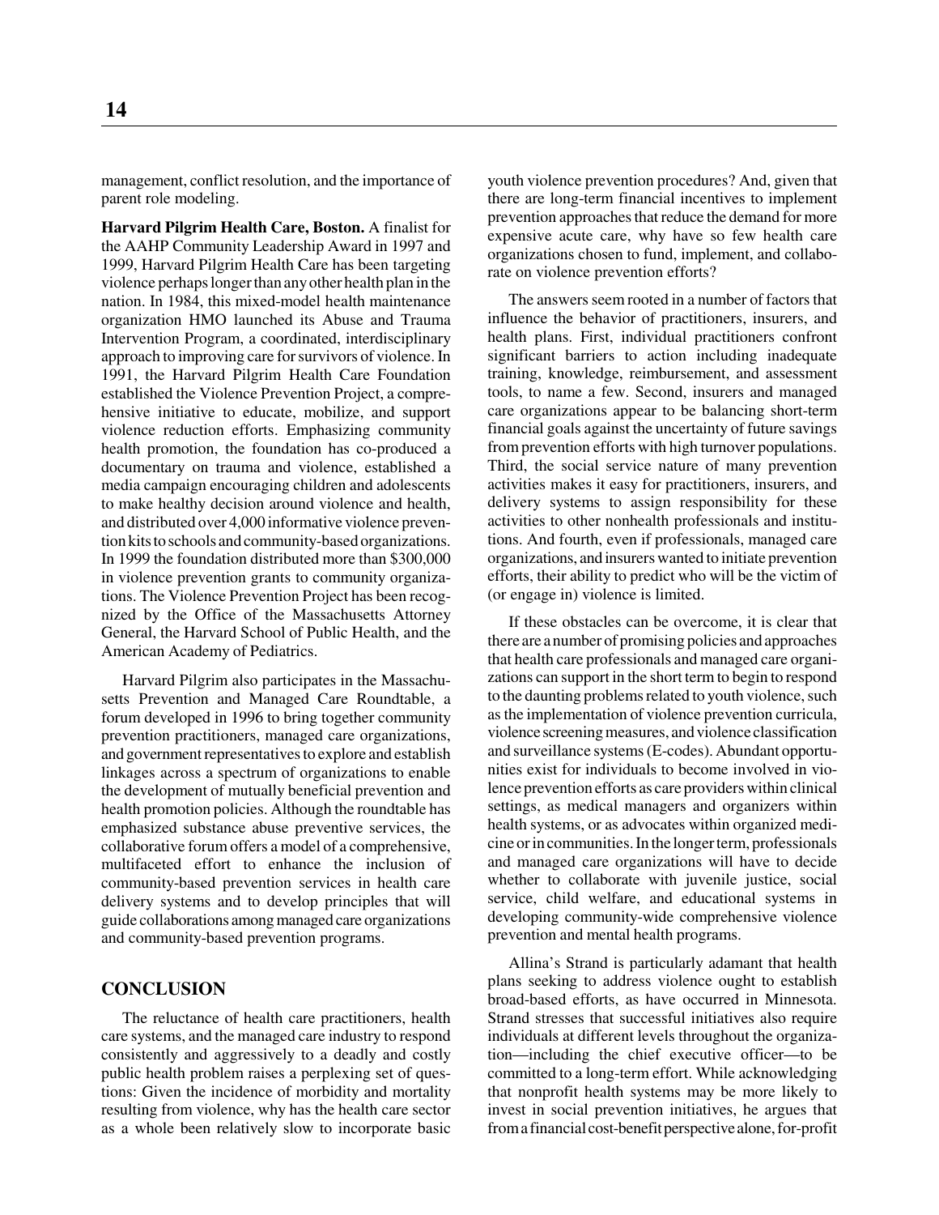management, conflict resolution, and the importance of parent role modeling.

**Harvard Pilgrim Health Care, Boston.** A finalist for the AAHP Community Leadership Award in 1997 and 1999, Harvard Pilgrim Health Care has been targeting violence perhaps longer than any other health plan in the nation. In 1984, this mixed-model health maintenance organization HMO launched its Abuse and Trauma Intervention Program, a coordinated, interdisciplinary approach to improving care for survivors of violence. In 1991, the Harvard Pilgrim Health Care Foundation established the Violence Prevention Project, a comprehensive initiative to educate, mobilize, and support violence reduction efforts. Emphasizing community health promotion, the foundation has co-produced a documentary on trauma and violence, established a media campaign encouraging children and adolescents to make healthy decision around violence and health, and distributed over 4,000 informative violence prevention kits to schools and community-based organizations. In 1999 the foundation distributed more than $300,000 in violence prevention grants to community organizations. The Violence Prevention Project has been recognized by the Office of the Massachusetts Attorney General, the Harvard School of Public Health, and the American Academy of Pediatrics.

Harvard Pilgrim also participates in the Massachusetts Prevention and Managed Care Roundtable, a forum developed in 1996 to bring together community prevention practitioners, managed care organizations, and government representatives to explore and establish linkages across a spectrum of organizations to enable the development of mutually beneficial prevention and health promotion policies. Although the roundtable has emphasized substance abuse preventive services, the collaborative forum offers a model of a comprehensive, multifaceted effort to enhance the inclusion of community-based prevention services in health care delivery systems and to develop principles that will guide collaborations among managed care organizations and community-based prevention programs.

## CONCLUSION

The reluctance of health care practitioners, health care systems, and the managed care industry to respond consistently and aggressively to a deadly and costly public health problem raises a perplexing set of questions: Given the incidence of morbidity and mortality resulting from violence, why has the health care sector as a whole been relatively slow to incorporate basic youth violence prevention procedures? And, given that there are long-term financial incentives to implement prevention approaches that reduce the demand for more expensive acute care, why have so few health care organizations chosen to fund, implement, and collaborate on violence prevention efforts?

The answers seem rooted in a number of factors that influence the behavior of practitioners, insurers, and health plans. First, individual practitioners confront significant barriers to action including inadequate training, knowledge, reimbursement, and assessment tools, to name a few. Second, insurers and managed care organizations appear to be balancing short-term financial goals against the uncertainty of future savings from prevention efforts with high turnover populations. Third, the social service nature of many prevention activities makes it easy for practitioners, insurers, and delivery systems to assign responsibility for these activities to other nonhealth professionals and institutions. And fourth, even if professionals, managed care organizations, and insurers wanted to initiate prevention efforts, their ability to predict who will be the victim of (or engage in) violence is limited.

If these obstacles can be overcome, it is clear that there are a number of promising policies and approaches that health care professionals and managed care organizations can support in the short term to begin to respond to the daunting problems related to youth violence, such as the implementation of violence prevention curricula, violence screening measures, and violence classification and surveillance systems (E-codes). Abundant opportunities exist for individuals to become involved in violence prevention efforts as care providers within clinical settings, as medical managers and organizers within health systems, or as advocates within organized medicine or in communities. In the longer term, professionals and managed care organizations will have to decide whether to collaborate with juvenile justice, social service, child welfare, and educational systems in developing community-wide comprehensive violence prevention and mental health programs.

Allina's Strand is particularly adamant that health plans seeking to address violence ought to establish broad-based efforts, as have occurred in Minnesota. Strand stresses that successful initiatives also require individuals at different levels throughout the organization—including the chief executive officer—to be committed to a long-term effort. While acknowledging that nonprofit health systems may be more likely to invest in social prevention initiatives, he argues that from a financial cost-benefit perspective alone, for-profit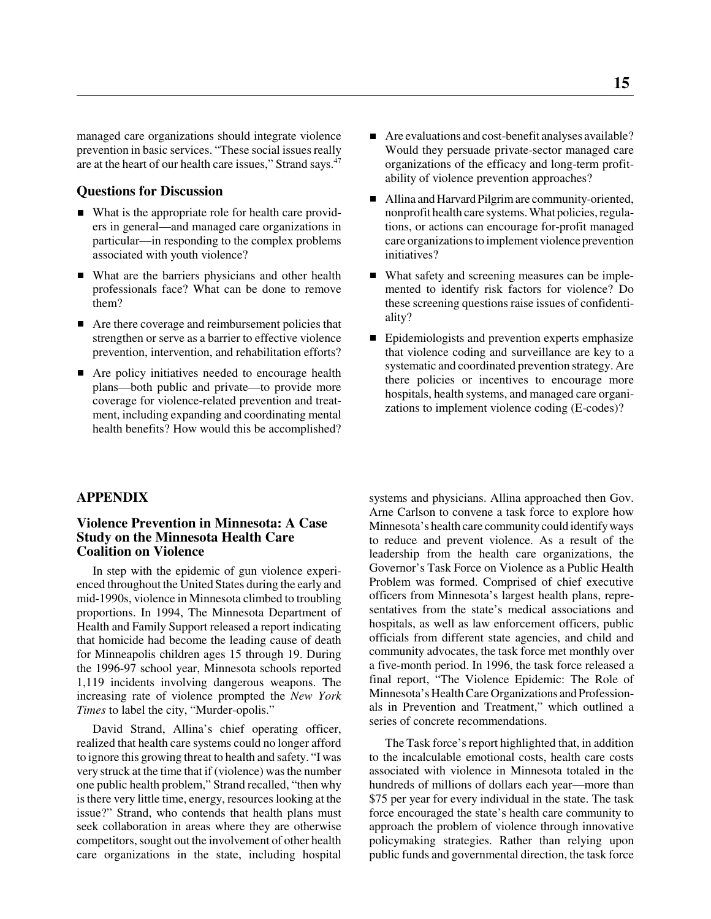managed care organizations should integrate violence prevention in basic services. "These social issues really are at the heart of our health care issues," Strand says.[47]

### Questions for Discussion

- What is the appropriate role for health care providers in general—and managed care organizations in particular—in responding to the complex problems associated with youth violence?
- What are the barriers physicians and other health professionals face? What can be done to remove them?
- Are there coverage and reimbursement policies that strengthen or serve as a barrier to effective violence prevention, intervention, and rehabilitation efforts?
- Are policy initiatives needed to encourage health plans—both public and private—to provide more coverage for violence-related prevention and treatment, including expanding and coordinating mental health benefits? How would this be accomplished?
- Are evaluations and cost-benefit analyses available? Would they persuade private-sector managed care organizations of the efficacy and long-term profitability of violence prevention approaches?
- Allina and Harvard Pilgrim are community-oriented, nonprofit health care systems. What policies, regulations, or actions can encourage for-profit managed care organizations to implement violence prevention initiatives?
- What safety and screening measures can be implemented to identify risk factors for violence? Do these screening questions raise issues of confidentiality?
- Epidemiologists and prevention experts emphasize that violence coding and surveillance are key to a systematic and coordinated prevention strategy. Are there policies or incentives to encourage more hospitals, health systems, and managed care organizations to implement violence coding (E-codes)?

## APPENDIX

### Violence Prevention in Minnesota: A Case Study on the Minnesota Health Care Coalition on Violence

In step with the epidemic of gun violence experienced throughout the United States during the early and mid-1990s, violence in Minnesota climbed to troubling proportions. In 1994, The Minnesota Department of Health and Family Support released a report indicating that homicide had become the leading cause of death for Minneapolis children ages 15 through 19. During the 1996-97 school year, Minnesota schools reported 1,119 incidents involving dangerous weapons. The increasing rate of violence prompted the *New York Times* to label the city, "Murder-opolis."

David Strand, Allina's chief operating officer, realized that health care systems could no longer afford to ignore this growing threat to health and safety. "I was very struck at the time that if (violence) was the number one public health problem," Strand recalled, "then why is there very little time, energy, resources looking at the issue?" Strand, who contends that health plans must seek collaboration in areas where they are otherwise competitors, sought out the involvement of other health care organizations in the state, including hospital systems and physicians. Allina approached then Gov. Arne Carlson to convene a task force to explore how Minnesota's health care community could identify ways to reduce and prevent violence. As a result of the leadership from the health care organizations, the Governor's Task Force on Violence as a Public Health Problem was formed. Comprised of chief executive officers from Minnesota's largest health plans, representatives from the state's medical associations and hospitals, as well as law enforcement officers, public officials from different state agencies, and child and community advocates, the task force met monthly over a five-month period. In 1996, the task force released a final report, "The Violence Epidemic: The Role of Minnesota's Health Care Organizations and Professionals in Prevention and Treatment," which outlined a series of concrete recommendations.

The Task force's report highlighted that, in addition to the incalculable emotional costs, health care costs associated with violence in Minnesota totaled in the hundreds of millions of dollars each year—more than $75 per year for every individual in the state. The task force encouraged the state's health care community to approach the problem of violence through innovative policymaking strategies. Rather than relying upon public funds and governmental direction, the task force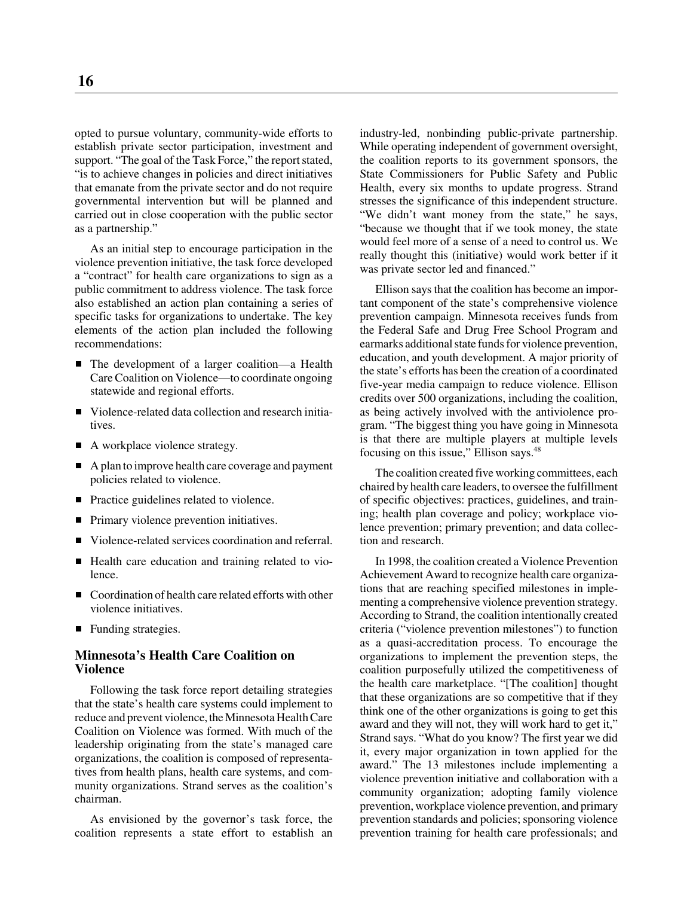opted to pursue voluntary, community-wide efforts to establish private sector participation, investment and support. "The goal of the Task Force," the report stated, "is to achieve changes in policies and direct initiatives that emanate from the private sector and do not require governmental intervention but will be planned and carried out in close cooperation with the public sector as a partnership."

As an initial step to encourage participation in the violence prevention initiative, the task force developed a "contract" for health care organizations to sign as a public commitment to address violence. The task force also established an action plan containing a series of specific tasks for organizations to undertake. The key elements of the action plan included the following recommendations:

- The development of a larger coalition—a Health Care Coalition on Violence—to coordinate ongoing statewide and regional efforts.
- Violence-related data collection and research initiatives.
- A workplace violence strategy.
- A plan to improve health care coverage and payment policies related to violence.
- Practice guidelines related to violence.
- Primary violence prevention initiatives.
- Violence-related services coordination and referral.
- Health care education and training related to violence.
- Coordination of health care related efforts with other violence initiatives.
- Funding strategies.

### Minnesota's Health Care Coalition on Violence

Following the task force report detailing strategies that the state's health care systems could implement to reduce and prevent violence, the Minnesota Health Care Coalition on Violence was formed. With much of the leadership originating from the state's managed care organizations, the coalition is composed of representatives from health plans, health care systems, and community organizations. Strand serves as the coalition's chairman.

As envisioned by the governor's task force, the coalition represents a state effort to establish an industry-led, nonbinding public-private partnership. While operating independent of government oversight, the coalition reports to its government sponsors, the State Commissioners for Public Safety and Public Health, every six months to update progress. Strand stresses the significance of this independent structure. "We didn't want money from the state," he says, "because we thought that if we took money, the state would feel more of a sense of a need to control us. We really thought this (initiative) would work better if it was private sector led and financed."

Ellison says that the coalition has become an important component of the state's comprehensive violence prevention campaign. Minnesota receives funds from the Federal Safe and Drug Free School Program and earmarks additional state funds for violence prevention, education, and youth development. A major priority of the state's efforts has been the creation of a coordinated five-year media campaign to reduce violence. Ellison credits over 500 organizations, including the coalition, as being actively involved with the antiviolence program. "The biggest thing you have going in Minnesota is that there are multiple players at multiple levels focusing on this issue," Ellison says.[48]

The coalition created five working committees, each chaired by health care leaders, to oversee the fulfillment of specific objectives: practices, guidelines, and training; health plan coverage and policy; workplace violence prevention; primary prevention; and data collection and research.

In 1998, the coalition created a Violence Prevention Achievement Award to recognize health care organizations that are reaching specified milestones in implementing a comprehensive violence prevention strategy. According to Strand, the coalition intentionally created criteria ("violence prevention milestones") to function as a quasi-accreditation process. To encourage the organizations to implement the prevention steps, the coalition purposefully utilized the competitiveness of the health care marketplace. "[The coalition] thought that these organizations are so competitive that if they think one of the other organizations is going to get this award and they will not, they will work hard to get it," Strand says. "What do you know? The first year we did it, every major organization in town applied for the award." The 13 milestones include implementing a violence prevention initiative and collaboration with a community organization; adopting family violence prevention, workplace violence prevention, and primary prevention standards and policies; sponsoring violence prevention training for health care professionals; and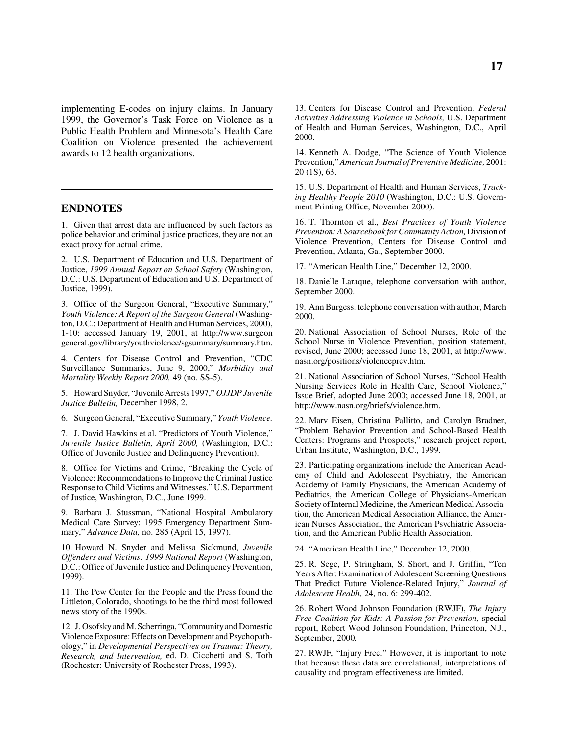implementing E-codes on injury claims. In January 1999, the Governor's Task Force on Violence as a Public Health Problem and Minnesota's Health Care Coalition on Violence presented the achievement awards to 12 health organizations.

## ENDNOTES

1. Given that arrest data are influenced by such factors as police behavior and criminal justice practices, they are not an exact proxy for actual crime.

2. U.S. Department of Education and U.S. Department of Justice, *1999 Annual Report on School Safety* (Washington, D.C.: U.S. Department of Education and U.S. Department of Justice, 1999).

3. Office of the Surgeon General, "Executive Summary," *Youth Violence: A Report of the Surgeon General* (Washington, D.C.: Department of Health and Human Services, 2000), 1-10: accessed January 19, 2001, at http://www.surgeongeneral.gov/library/youthviolence/sgsummary/summary.htm.

4. Centers for Disease Control and Prevention, "CDC Surveillance Summaries, June 9, 2000," *Morbidity and Mortality Weekly Report 2000,* 49 (no. SS-5).

5. Howard Snyder, "Juvenile Arrests 1997," *OJJDP Juvenile Justice Bulletin,* December 1998, 2.

6. Surgeon General, "Executive Summary," *Youth Violence.*

7. J. David Hawkins et al. "Predictors of Youth Violence," *Juvenile Justice Bulletin, April 2000,* (Washington, D.C.: Office of Juvenile Justice and Delinquency Prevention).

8. Office for Victims and Crime, "Breaking the Cycle of Violence: Recommendations to Improve the Criminal Justice Response to Child Victims and Witnesses." U.S. Department of Justice, Washington, D.C., June 1999.

9. Barbara J. Stussman, "National Hospital Ambulatory Medical Care Survey: 1995 Emergency Department Summary," *Advance Data,* no. 285 (April 15, 1997).

10. Howard N. Snyder and Melissa Sickmund, *Juvenile Offenders and Victims: 1999 National Report* (Washington, D.C.: Office of Juvenile Justice and Delinquency Prevention, 1999).

11. The Pew Center for the People and the Press found the Littleton, Colorado, shootings to be the third most followed news story of the 1990s.

12. J. Osofsky and M. Scherringa, "Community and Domestic Violence Exposure: Effects on Development and Psychopathology," in *Developmental Perspectives on Trauma: Theory, Research, and Intervention,* ed. D. Cicchetti and S. Toth (Rochester: University of Rochester Press, 1993).

13. Centers for Disease Control and Prevention, *Federal Activities Addressing Violence in Schools,* U.S. Department of Health and Human Services, Washington, D.C., April 2000.

14. Kenneth A. Dodge, "The Science of Youth Violence Prevention," *American Journal of Preventive Medicine,* 2001: 20 (1S), 63.

15. U.S. Department of Health and Human Services, *Tracking Healthy People 2010* (Washington, D.C.: U.S. Government Printing Office, November 2000).

16. T. Thornton et al., *Best Practices of Youth Violence Prevention: A Sourcebook for Community Action,* Division of Violence Prevention, Centers for Disease Control and Prevention, Atlanta, Ga., September 2000.

17. "American Health Line," December 12, 2000.

18. Danielle Laraque, telephone conversation with author, September 2000.

19. Ann Burgess, telephone conversation with author, March 2000.

20. National Association of School Nurses, Role of the School Nurse in Violence Prevention, position statement, revised, June 2000; accessed June 18, 2001, at http://www.nasn.org/positions/violenceprev.htm.

21. National Association of School Nurses, "School Health Nursing Services Role in Health Care, School Violence," Issue Brief, adopted June 2000; accessed June 18, 2001, at http://www.nasn.org/briefs/violence.htm.

22. Marv Eisen, Christina Pallitto, and Carolyn Bradner, "Problem Behavior Prevention and School-Based Health Centers: Programs and Prospects," research project report, Urban Institute, Washington, D.C., 1999.

23. Participating organizations include the American Academy of Child and Adolescent Psychiatry, the American Academy of Family Physicians, the American Academy of Pediatrics, the American College of Physicians-American Society of Internal Medicine, the American Medical Association, the American Medical Association Alliance, the American Nurses Association, the American Psychiatric Association, and the American Public Health Association.

24. "American Health Line," December 12, 2000.

25. R. Sege, P. Stringham, S. Short, and J. Griffin, "Ten Years After: Examination of Adolescent Screening Questions That Predict Future Violence-Related Injury," *Journal of Adolescent Health,* 24, no. 6: 299-402.

26. Robert Wood Johnson Foundation (RWJF), *The Injury Free Coalition for Kids: A Passion for Prevention,* special report, Robert Wood Johnson Foundation, Princeton, N.J., September, 2000.

27. RWJF, "Injury Free." However, it is important to note that because these data are correlational, interpretations of causality and program effectiveness are limited.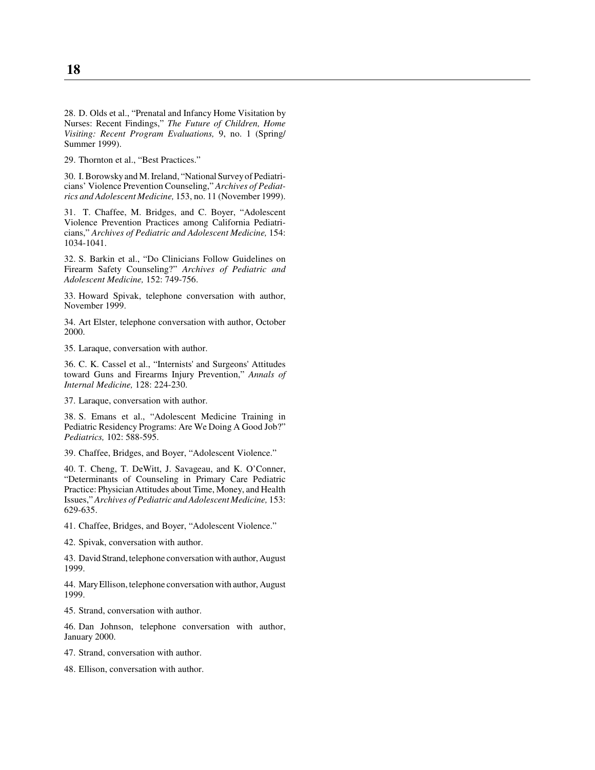28. D. Olds et al., "Prenatal and Infancy Home Visitation by Nurses: Recent Findings," *The Future of Children, Home Visiting: Recent Program Evaluations,* 9, no. 1 (Spring/Summer 1999).

29. Thornton et al., "Best Practices."

30. I. Borowsky and M. Ireland, "National Survey of Pediatricians' Violence Prevention Counseling," *Archives of Pediatrics and Adolescent Medicine,* 153, no. 11 (November 1999).

31. T. Chaffee, M. Bridges, and C. Boyer, "Adolescent Violence Prevention Practices among California Pediatricians," *Archives of Pediatric and Adolescent Medicine,* 154: 1034-1041.

32. S. Barkin et al., "Do Clinicians Follow Guidelines on Firearm Safety Counseling?" *Archives of Pediatric and Adolescent Medicine,* 152: 749-756.

33. Howard Spivak, telephone conversation with author, November 1999.

34. Art Elster, telephone conversation with author, October 2000.

35. Laraque, conversation with author.

36. C. K. Cassel et al., "Internists' and Surgeons' Attitudes toward Guns and Firearms Injury Prevention," *Annals of Internal Medicine,* 128: 224-230.

37. Laraque, conversation with author.

38. S. Emans et al., "Adolescent Medicine Training in Pediatric Residency Programs: Are We Doing A Good Job?" *Pediatrics,* 102: 588-595.

39. Chaffee, Bridges, and Boyer, "Adolescent Violence."

40. T. Cheng, T. DeWitt, J. Savageau, and K. O'Conner, "Determinants of Counseling in Primary Care Pediatric Practice: Physician Attitudes about Time, Money, and Health Issues," *Archives of Pediatric and Adolescent Medicine,* 153: 629-635.

41. Chaffee, Bridges, and Boyer, "Adolescent Violence."

42. Spivak, conversation with author.

43. David Strand, telephone conversation with author, August 1999.

44. Mary Ellison, telephone conversation with author, August 1999.

45. Strand, conversation with author.

46. Dan Johnson, telephone conversation with author, January 2000.

47. Strand, conversation with author.

48. Ellison, conversation with author.